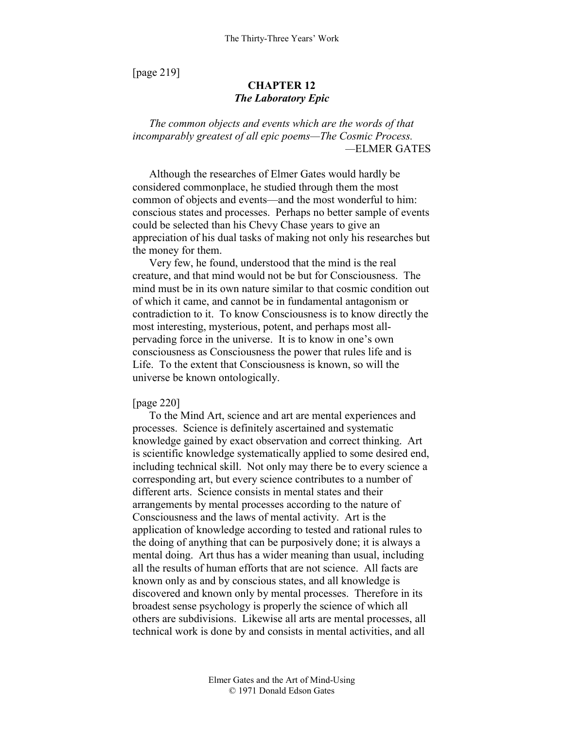[page 219]

# CHAPTER 12
## *The Laboratory Epic*

*The common objects and events which are the words of that incomparably greatest of all epic poems—The Cosmic Process.*
—ELMER GATES

Although the researches of Elmer Gates would hardly be considered commonplace, he studied through them the most common of objects and events—and the most wonderful to him: conscious states and processes. Perhaps no better sample of events could be selected than his Chevy Chase years to give an appreciation of his dual tasks of making not only his researches but the money for them.

Very few, he found, understood that the mind is the real creature, and that mind would not be but for Consciousness. The mind must be in its own nature similar to that cosmic condition out of which it came, and cannot be in fundamental antagonism or contradiction to it. To know Consciousness is to know directly the most interesting, mysterious, potent, and perhaps most all-pervading force in the universe. It is to know in one's own consciousness as Consciousness the power that rules life and is Life. To the extent that Consciousness is known, so will the universe be known ontologically.

[page 220]

To the Mind Art, science and art are mental experiences and processes. Science is definitely ascertained and systematic knowledge gained by exact observation and correct thinking. Art is scientific knowledge systematically applied to some desired end, including technical skill. Not only may there be to every science a corresponding art, but every science contributes to a number of different arts. Science consists in mental states and their arrangements by mental processes according to the nature of Consciousness and the laws of mental activity. Art is the application of knowledge according to tested and rational rules to the doing of anything that can be purposively done; it is always a mental doing. Art thus has a wider meaning than usual, including all the results of human efforts that are not science. All facts are known only as and by conscious states, and all knowledge is discovered and known only by mental processes. Therefore in its broadest sense psychology is properly the science of which all others are subdivisions. Likewise all arts are mental processes, all technical work is done by and consists in mental activities, and all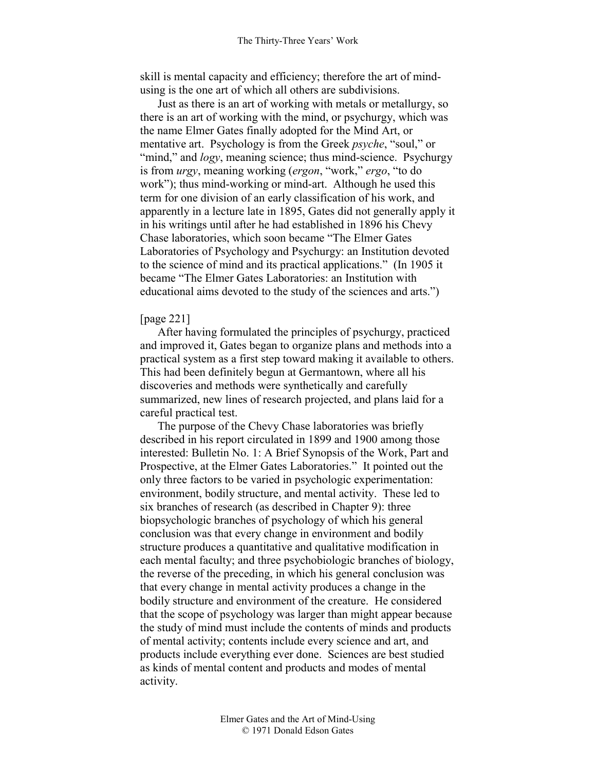skill is mental capacity and efficiency; therefore the art of mind-using is the one art of which all others are subdivisions.

Just as there is an art of working with metals or metallurgy, so there is an art of working with the mind, or psychurgy, which was the name Elmer Gates finally adopted for the Mind Art, or mentative art. Psychology is from the Greek *psyche*, "soul," or "mind," and *logy*, meaning science; thus mind-science. Psychurgy is from *urgy*, meaning working (*ergon*, "work," *ergo*, "to do work"); thus mind-working or mind-art. Although he used this term for one division of an early classification of his work, and apparently in a lecture late in 1895, Gates did not generally apply it in his writings until after he had established in 1896 his Chevy Chase laboratories, which soon became "The Elmer Gates Laboratories of Psychology and Psychurgy: an Institution devoted to the science of mind and its practical applications." (In 1905 it became "The Elmer Gates Laboratories: an Institution with educational aims devoted to the study of the sciences and arts.")

[page 221]

After having formulated the principles of psychurgy, practiced and improved it, Gates began to organize plans and methods into a practical system as a first step toward making it available to others. This had been definitely begun at Germantown, where all his discoveries and methods were synthetically and carefully summarized, new lines of research projected, and plans laid for a careful practical test.

The purpose of the Chevy Chase laboratories was briefly described in his report circulated in 1899 and 1900 among those interested: Bulletin No. 1: A Brief Synopsis of the Work, Part and Prospective, at the Elmer Gates Laboratories." It pointed out the only three factors to be varied in psychologic experimentation: environment, bodily structure, and mental activity. These led to six branches of research (as described in Chapter 9): three biopsychologic branches of psychology of which his general conclusion was that every change in environment and bodily structure produces a quantitative and qualitative modification in each mental faculty; and three psychobiologic branches of biology, the reverse of the preceding, in which his general conclusion was that every change in mental activity produces a change in the bodily structure and environment of the creature. He considered that the scope of psychology was larger than might appear because the study of mind must include the contents of minds and products of mental activity; contents include every science and art, and products include everything ever done. Sciences are best studied as kinds of mental content and products and modes of mental activity.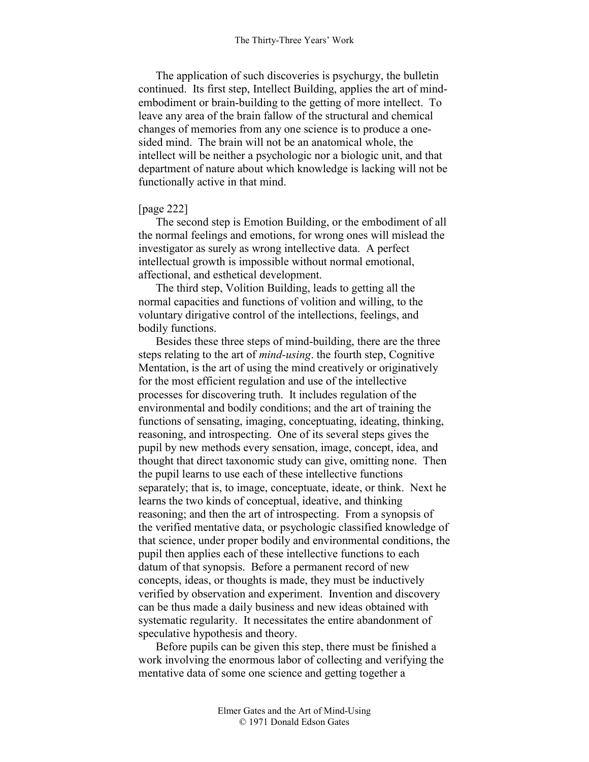The application of such discoveries is psychurgy, the bulletin continued. Its first step, Intellect Building, applies the art of mind-embodiment or brain-building to the getting of more intellect. To leave any area of the brain fallow of the structural and chemical changes of memories from any one science is to produce a one-sided mind. The brain will not be an anatomical whole, the intellect will be neither a psychologic nor a biologic unit, and that department of nature about which knowledge is lacking will not be functionally active in that mind.

[page 222]

The second step is Emotion Building, or the embodiment of all the normal feelings and emotions, for wrong ones will mislead the investigator as surely as wrong intellective data. A perfect intellectual growth is impossible without normal emotional, affectional, and esthetical development.

The third step, Volition Building, leads to getting all the normal capacities and functions of volition and willing, to the voluntary dirigative control of the intellections, feelings, and bodily functions.

Besides these three steps of mind-building, there are the three steps relating to the art of *mind-using*. the fourth step, Cognitive Mentation, is the art of using the mind creatively or originatively for the most efficient regulation and use of the intellective processes for discovering truth. It includes regulation of the environmental and bodily conditions; and the art of training the functions of sensating, imaging, conceptuating, ideating, thinking, reasoning, and introspecting. One of its several steps gives the pupil by new methods every sensation, image, concept, idea, and thought that direct taxonomic study can give, omitting none. Then the pupil learns to use each of these intellective functions separately; that is, to image, conceptuate, ideate, or think. Next he learns the two kinds of conceptual, ideative, and thinking reasoning; and then the art of introspecting. From a synopsis of the verified mentative data, or psychologic classified knowledge of that science, under proper bodily and environmental conditions, the pupil then applies each of these intellective functions to each datum of that synopsis. Before a permanent record of new concepts, ideas, or thoughts is made, they must be inductively verified by observation and experiment. Invention and discovery can be thus made a daily business and new ideas obtained with systematic regularity. It necessitates the entire abandonment of speculative hypothesis and theory.

Before pupils can be given this step, there must be finished a work involving the enormous labor of collecting and verifying the mentative data of some one science and getting together a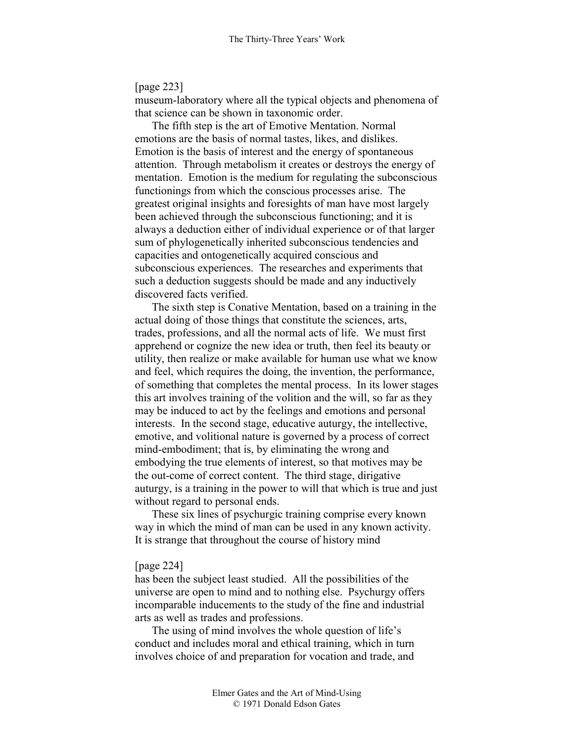[page 223]
museum-laboratory where all the typical objects and phenomena of that science can be shown in taxonomic order.

The fifth step is the art of Emotive Mentation. Normal emotions are the basis of normal tastes, likes, and dislikes. Emotion is the basis of interest and the energy of spontaneous attention. Through metabolism it creates or destroys the energy of mentation. Emotion is the medium for regulating the subconscious functionings from which the conscious processes arise. The greatest original insights and foresights of man have most largely been achieved through the subconscious functioning; and it is always a deduction either of individual experience or of that larger sum of phylogenetically inherited subconscious tendencies and capacities and ontogenetically acquired conscious and subconscious experiences. The researches and experiments that such a deduction suggests should be made and any inductively discovered facts verified.

The sixth step is Conative Mentation, based on a training in the actual doing of those things that constitute the sciences, arts, trades, professions, and all the normal acts of life. We must first apprehend or cognize the new idea or truth, then feel its beauty or utility, then realize or make available for human use what we know and feel, which requires the doing, the invention, the performance, of something that completes the mental process. In its lower stages this art involves training of the volition and the will, so far as they may be induced to act by the feelings and emotions and personal interests. In the second stage, educative auturgy, the intellective, emotive, and volitional nature is governed by a process of correct mind-embodiment; that is, by eliminating the wrong and embodying the true elements of interest, so that motives may be the out-come of correct content. The third stage, dirigative auturgy, is a training in the power to will that which is true and just without regard to personal ends.

These six lines of psychurgic training comprise every known way in which the mind of man can be used in any known activity. It is strange that throughout the course of history mind

[page 224]
has been the subject least studied. All the possibilities of the universe are open to mind and to nothing else. Psychurgy offers incomparable inducements to the study of the fine and industrial arts as well as trades and professions.

The using of mind involves the whole question of life's conduct and includes moral and ethical training, which in turn involves choice of and preparation for vocation and trade, and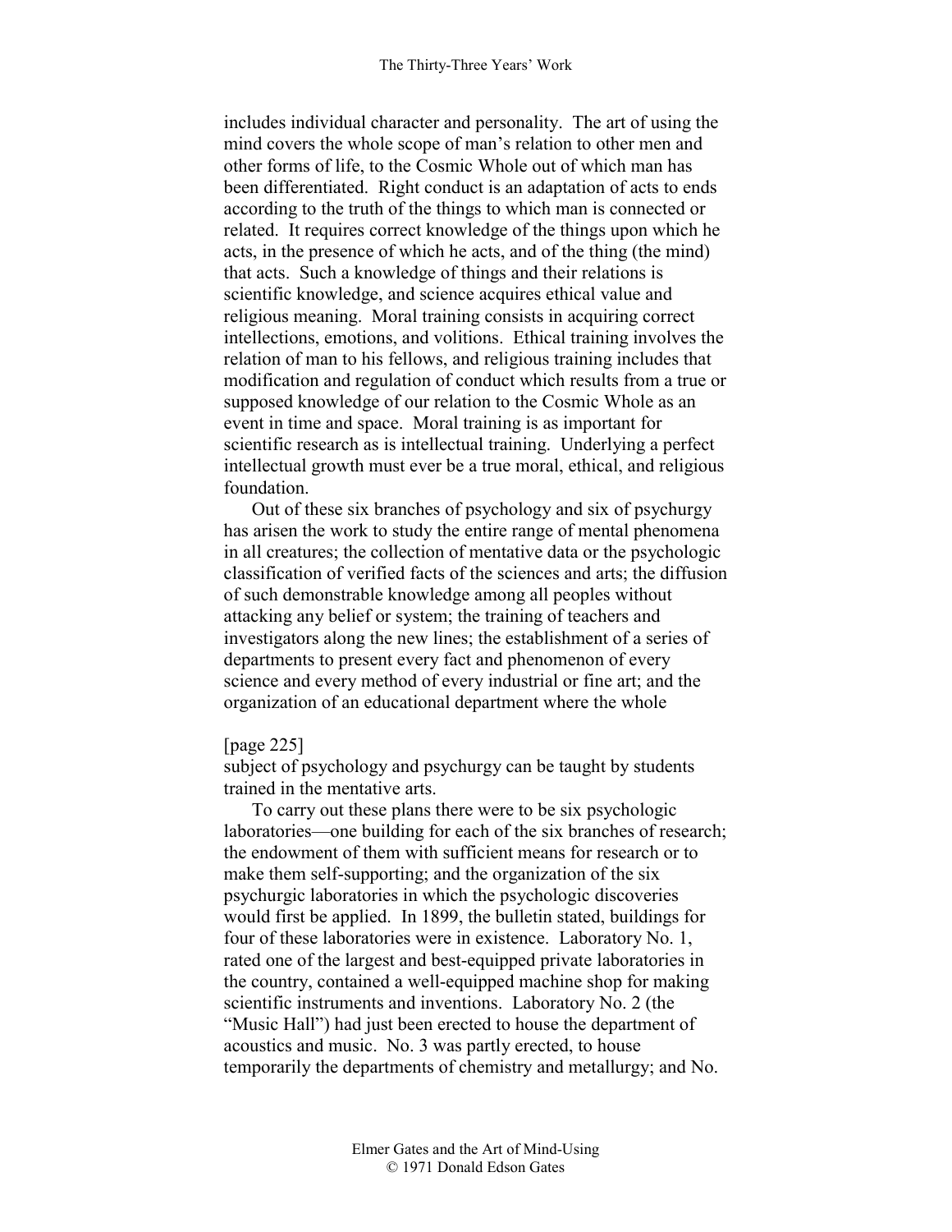includes individual character and personality. The art of using the mind covers the whole scope of man's relation to other men and other forms of life, to the Cosmic Whole out of which man has been differentiated. Right conduct is an adaptation of acts to ends according to the truth of the things to which man is connected or related. It requires correct knowledge of the things upon which he acts, in the presence of which he acts, and of the thing (the mind) that acts. Such a knowledge of things and their relations is scientific knowledge, and science acquires ethical value and religious meaning. Moral training consists in acquiring correct intellections, emotions, and volitions. Ethical training involves the relation of man to his fellows, and religious training includes that modification and regulation of conduct which results from a true or supposed knowledge of our relation to the Cosmic Whole as an event in time and space. Moral training is as important for scientific research as is intellectual training. Underlying a perfect intellectual growth must ever be a true moral, ethical, and religious foundation.

Out of these six branches of psychology and six of psychurgy has arisen the work to study the entire range of mental phenomena in all creatures; the collection of mentative data or the psychologic classification of verified facts of the sciences and arts; the diffusion of such demonstrable knowledge among all peoples without attacking any belief or system; the training of teachers and investigators along the new lines; the establishment of a series of departments to present every fact and phenomenon of every science and every method of every industrial or fine art; and the organization of an educational department where the whole

[page 225]

subject of psychology and psychurgy can be taught by students trained in the mentative arts.

To carry out these plans there were to be six psychologic laboratories—one building for each of the six branches of research; the endowment of them with sufficient means for research or to make them self-supporting; and the organization of the six psychurgic laboratories in which the psychologic discoveries would first be applied. In 1899, the bulletin stated, buildings for four of these laboratories were in existence. Laboratory No. 1, rated one of the largest and best-equipped private laboratories in the country, contained a well-equipped machine shop for making scientific instruments and inventions. Laboratory No. 2 (the "Music Hall") had just been erected to house the department of acoustics and music. No. 3 was partly erected, to house temporarily the departments of chemistry and metallurgy; and No.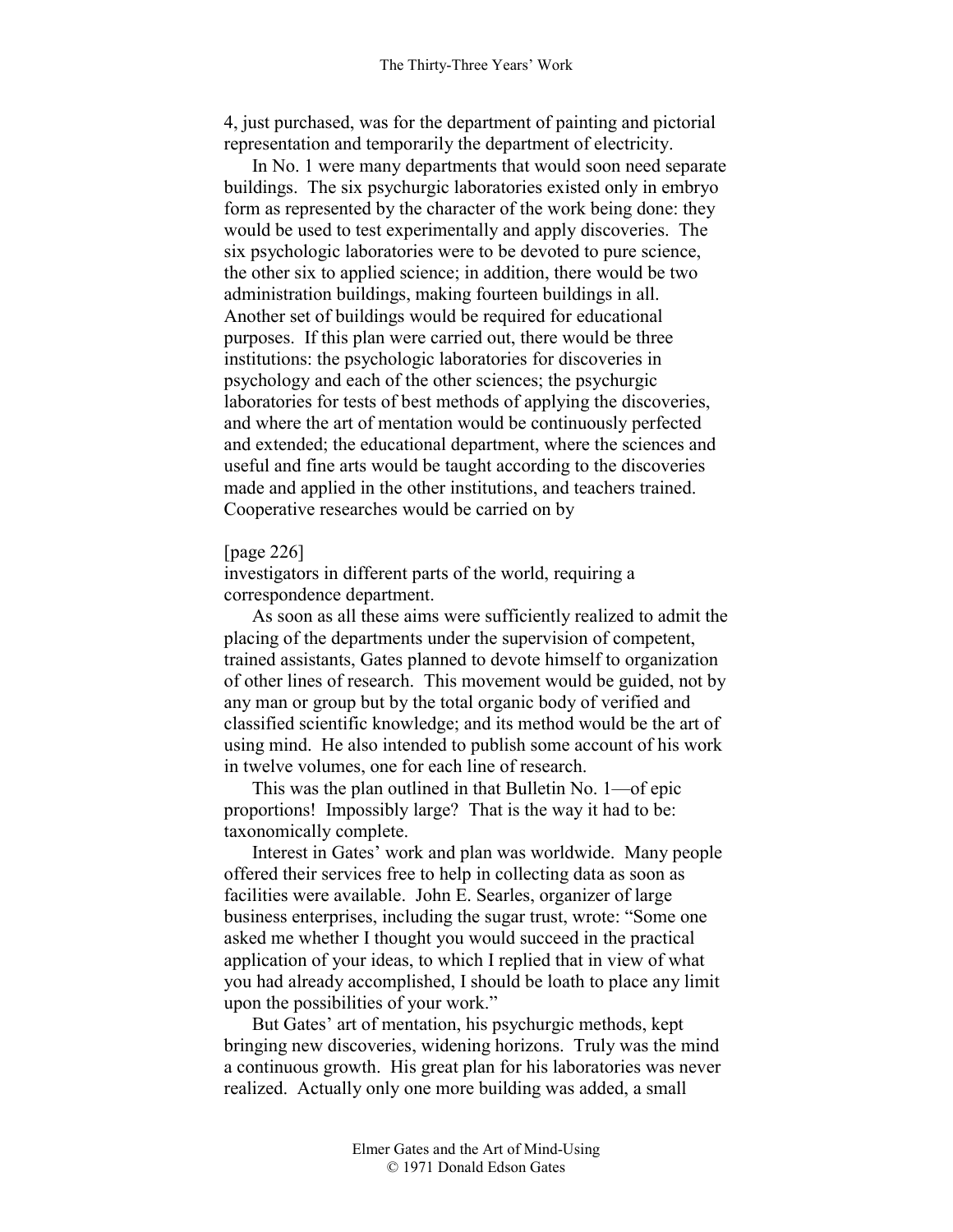4, just purchased, was for the department of painting and pictorial representation and temporarily the department of electricity.

In No. 1 were many departments that would soon need separate buildings. The six psychurgic laboratories existed only in embryo form as represented by the character of the work being done: they would be used to test experimentally and apply discoveries. The six psychologic laboratories were to be devoted to pure science, the other six to applied science; in addition, there would be two administration buildings, making fourteen buildings in all. Another set of buildings would be required for educational purposes. If this plan were carried out, there would be three institutions: the psychologic laboratories for discoveries in psychology and each of the other sciences; the psychurgic laboratories for tests of best methods of applying the discoveries, and where the art of mentation would be continuously perfected and extended; the educational department, where the sciences and useful and fine arts would be taught according to the discoveries made and applied in the other institutions, and teachers trained. Cooperative researches would be carried on by

[page 226]

investigators in different parts of the world, requiring a correspondence department.

As soon as all these aims were sufficiently realized to admit the placing of the departments under the supervision of competent, trained assistants, Gates planned to devote himself to organization of other lines of research. This movement would be guided, not by any man or group but by the total organic body of verified and classified scientific knowledge; and its method would be the art of using mind. He also intended to publish some account of his work in twelve volumes, one for each line of research.

This was the plan outlined in that Bulletin No. 1—of epic proportions! Impossibly large? That is the way it had to be: taxonomically complete.

Interest in Gates' work and plan was worldwide. Many people offered their services free to help in collecting data as soon as facilities were available. John E. Searles, organizer of large business enterprises, including the sugar trust, wrote: "Some one asked me whether I thought you would succeed in the practical application of your ideas, to which I replied that in view of what you had already accomplished, I should be loath to place any limit upon the possibilities of your work."

But Gates' art of mentation, his psychurgic methods, kept bringing new discoveries, widening horizons. Truly was the mind a continuous growth. His great plan for his laboratories was never realized. Actually only one more building was added, a small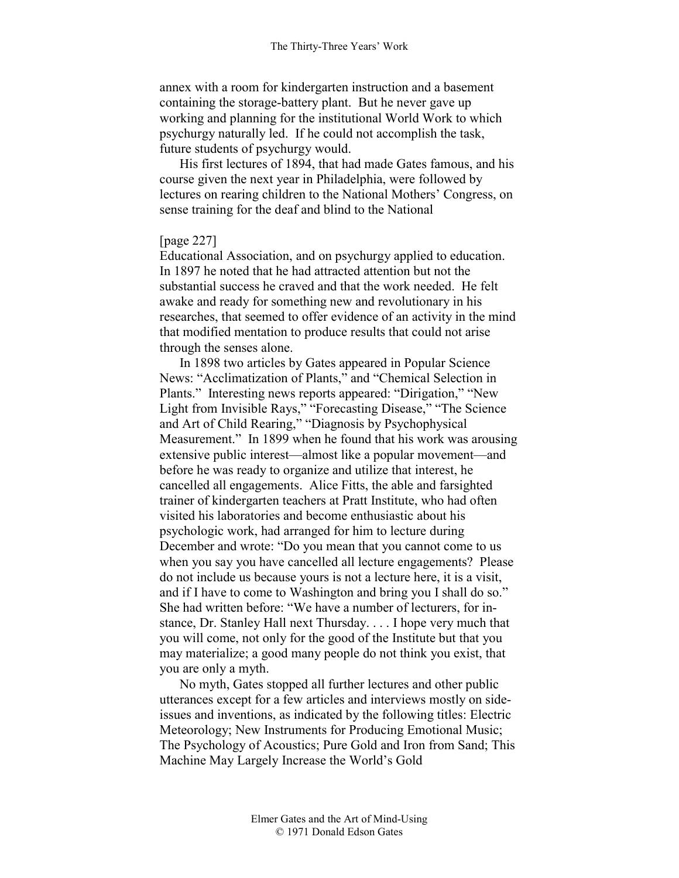annex with a room for kindergarten instruction and a basement containing the storage-battery plant. But he never gave up working and planning for the institutional World Work to which psychurgy naturally led. If he could not accomplish the task, future students of psychurgy would.

His first lectures of 1894, that had made Gates famous, and his course given the next year in Philadelphia, were followed by lectures on rearing children to the National Mothers' Congress, on sense training for the deaf and blind to the National

[page 227]
Educational Association, and on psychurgy applied to education. In 1897 he noted that he had attracted attention but not the substantial success he craved and that the work needed. He felt awake and ready for something new and revolutionary in his researches, that seemed to offer evidence of an activity in the mind that modified mentation to produce results that could not arise through the senses alone.

In 1898 two articles by Gates appeared in Popular Science News: "Acclimatization of Plants," and "Chemical Selection in Plants." Interesting news reports appeared: "Dirigation," "New Light from Invisible Rays," "Forecasting Disease," "The Science and Art of Child Rearing," "Diagnosis by Psychophysical Measurement." In 1899 when he found that his work was arousing extensive public interest—almost like a popular movement—and before he was ready to organize and utilize that interest, he cancelled all engagements. Alice Fitts, the able and farsighted trainer of kindergarten teachers at Pratt Institute, who had often visited his laboratories and become enthusiastic about his psychologic work, had arranged for him to lecture during December and wrote: "Do you mean that you cannot come to us when you say you have cancelled all lecture engagements? Please do not include us because yours is not a lecture here, it is a visit, and if I have to come to Washington and bring you I shall do so." She had written before: "We have a number of lecturers, for instance, Dr. Stanley Hall next Thursday. . . . I hope very much that you will come, not only for the good of the Institute but that you may materialize; a good many people do not think you exist, that you are only a myth.

No myth, Gates stopped all further lectures and other public utterances except for a few articles and interviews mostly on side-issues and inventions, as indicated by the following titles: Electric Meteorology; New Instruments for Producing Emotional Music; The Psychology of Acoustics; Pure Gold and Iron from Sand; This Machine May Largely Increase the World's Gold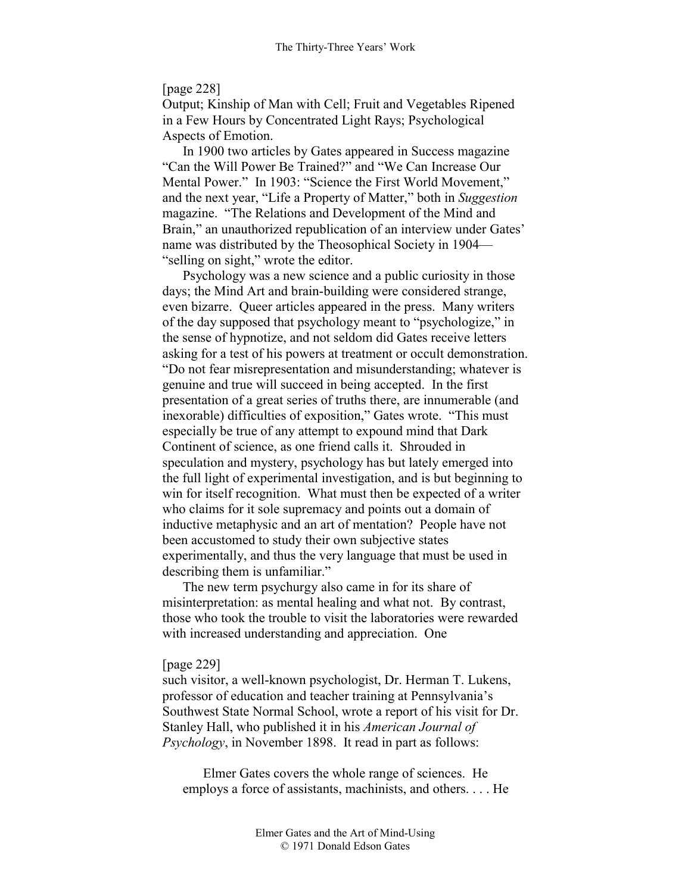[page 228]
Output; Kinship of Man with Cell; Fruit and Vegetables Ripened in a Few Hours by Concentrated Light Rays; Psychological Aspects of Emotion.

In 1900 two articles by Gates appeared in Success magazine "Can the Will Power Be Trained?" and "We Can Increase Our Mental Power." In 1903: "Science the First World Movement," and the next year, "Life a Property of Matter," both in *Suggestion* magazine. "The Relations and Development of the Mind and Brain," an unauthorized republication of an interview under Gates' name was distributed by the Theosophical Society in 1904—"selling on sight," wrote the editor.

Psychology was a new science and a public curiosity in those days; the Mind Art and brain-building were considered strange, even bizarre. Queer articles appeared in the press. Many writers of the day supposed that psychology meant to "psychologize," in the sense of hypnotize, and not seldom did Gates receive letters asking for a test of his powers at treatment or occult demonstration. "Do not fear misrepresentation and misunderstanding; whatever is genuine and true will succeed in being accepted. In the first presentation of a great series of truths there, are innumerable (and inexorable) difficulties of exposition," Gates wrote. "This must especially be true of any attempt to expound mind that Dark Continent of science, as one friend calls it. Shrouded in speculation and mystery, psychology has but lately emerged into the full light of experimental investigation, and is but beginning to win for itself recognition. What must then be expected of a writer who claims for it sole supremacy and points out a domain of inductive metaphysic and an art of mentation? People have not been accustomed to study their own subjective states experimentally, and thus the very language that must be used in describing them is unfamiliar."

The new term psychurgy also came in for its share of misinterpretation: as mental healing and what not. By contrast, those who took the trouble to visit the laboratories were rewarded with increased understanding and appreciation. One

[page 229]
such visitor, a well-known psychologist, Dr. Herman T. Lukens, professor of education and teacher training at Pennsylvania's Southwest State Normal School, wrote a report of his visit for Dr. Stanley Hall, who published it in his *American Journal of Psychology*, in November 1898. It read in part as follows:

> Elmer Gates covers the whole range of sciences. He employs a force of assistants, machinists, and others. . . . He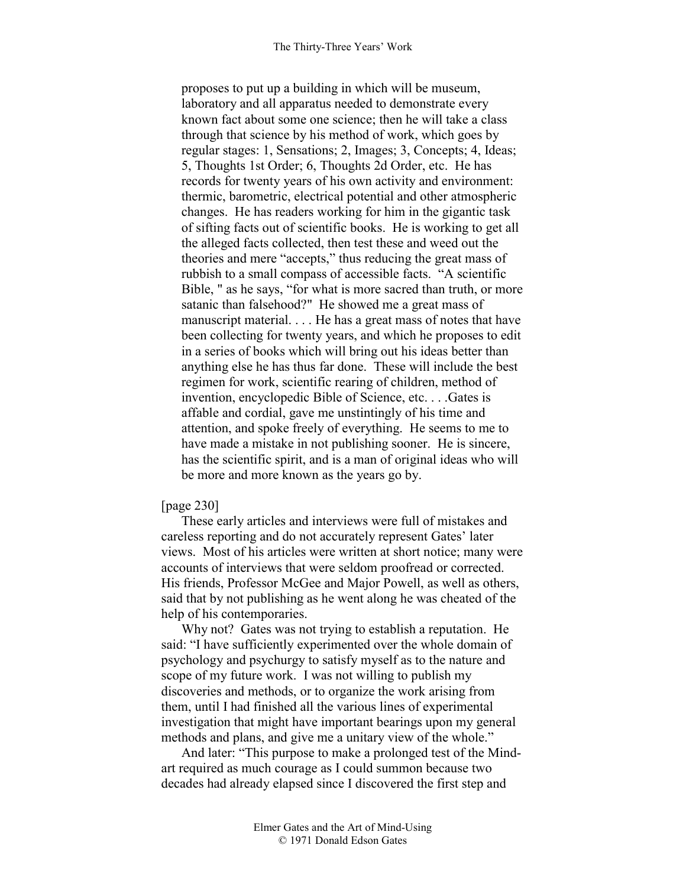> proposes to put up a building in which will be museum, laboratory and all apparatus needed to demonstrate every known fact about some one science; then he will take a class through that science by his method of work, which goes by regular stages: 1, Sensations; 2, Images; 3, Concepts; 4, Ideas; 5, Thoughts 1st Order; 6, Thoughts 2d Order, etc. He has records for twenty years of his own activity and environment: thermic, barometric, electrical potential and other atmospheric changes. He has readers working for him in the gigantic task of sifting facts out of scientific books. He is working to get all the alleged facts collected, then test these and weed out the theories and mere "accepts," thus reducing the great mass of rubbish to a small compass of accessible facts. "A scientific Bible, " as he says, "for what is more sacred than truth, or more satanic than falsehood?" He showed me a great mass of manuscript material. . . . He has a great mass of notes that have been collecting for twenty years, and which he proposes to edit in a series of books which will bring out his ideas better than anything else he has thus far done. These will include the best regimen for work, scientific rearing of children, method of invention, encyclopedic Bible of Science, etc. . . .Gates is affable and cordial, gave me unstintingly of his time and attention, and spoke freely of everything. He seems to me to have made a mistake in not publishing sooner. He is sincere, has the scientific spirit, and is a man of original ideas who will be more and more known as the years go by.

[page 230]

These early articles and interviews were full of mistakes and careless reporting and do not accurately represent Gates' later views. Most of his articles were written at short notice; many were accounts of interviews that were seldom proofread or corrected. His friends, Professor McGee and Major Powell, as well as others, said that by not publishing as he went along he was cheated of the help of his contemporaries.

Why not? Gates was not trying to establish a reputation. He said: "I have sufficiently experimented over the whole domain of psychology and psychurgy to satisfy myself as to the nature and scope of my future work. I was not willing to publish my discoveries and methods, or to organize the work arising from them, until I had finished all the various lines of experimental investigation that might have important bearings upon my general methods and plans, and give me a unitary view of the whole."

And later: "This purpose to make a prolonged test of the Mind-art required as much courage as I could summon because two decades had already elapsed since I discovered the first step and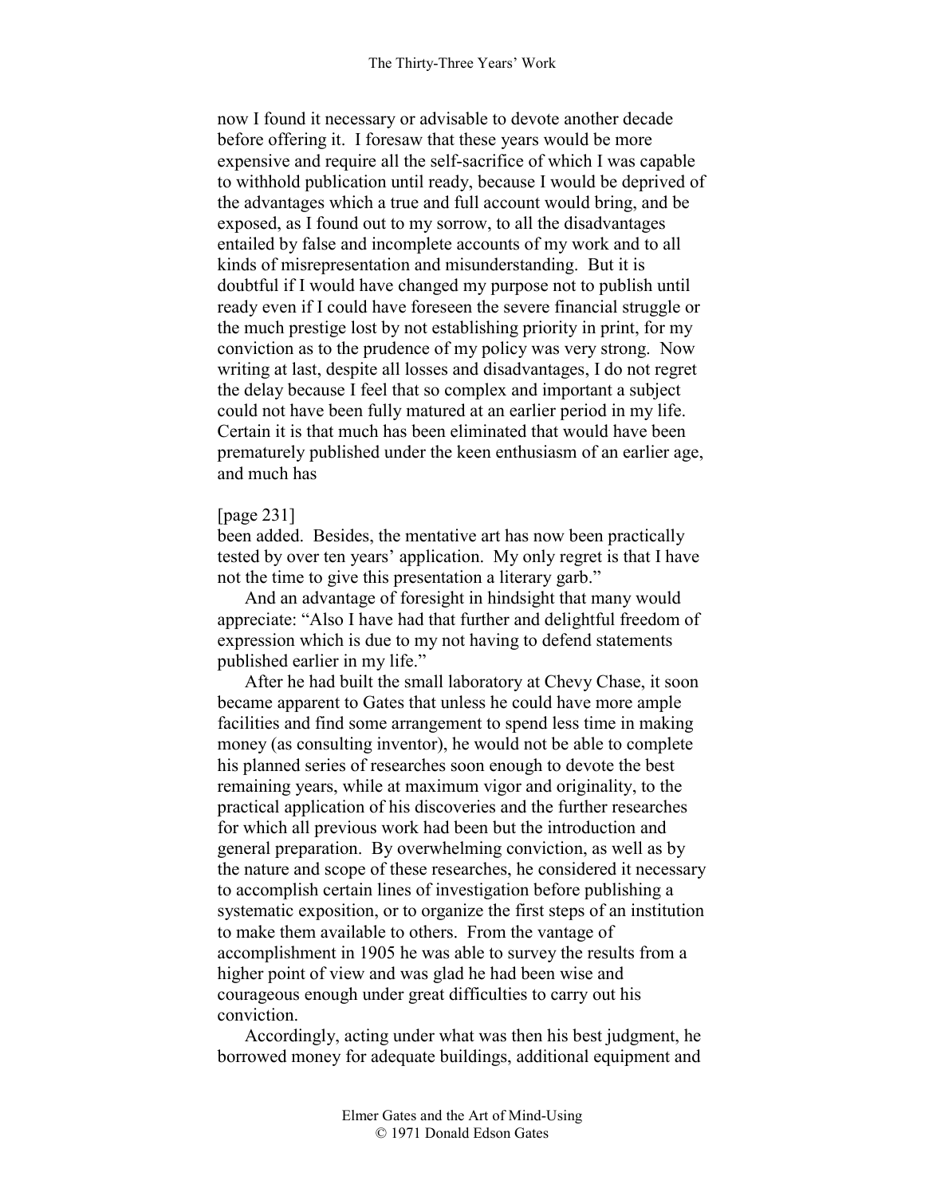now I found it necessary or advisable to devote another decade before offering it. I foresaw that these years would be more expensive and require all the self-sacrifice of which I was capable to withhold publication until ready, because I would be deprived of the advantages which a true and full account would bring, and be exposed, as I found out to my sorrow, to all the disadvantages entailed by false and incomplete accounts of my work and to all kinds of misrepresentation and misunderstanding. But it is doubtful if I would have changed my purpose not to publish until ready even if I could have foreseen the severe financial struggle or the much prestige lost by not establishing priority in print, for my conviction as to the prudence of my policy was very strong. Now writing at last, despite all losses and disadvantages, I do not regret the delay because I feel that so complex and important a subject could not have been fully matured at an earlier period in my life. Certain it is that much has been eliminated that would have been prematurely published under the keen enthusiasm of an earlier age, and much has

[page 231]

been added. Besides, the mentative art has now been practically tested by over ten years' application. My only regret is that I have not the time to give this presentation a literary garb."

And an advantage of foresight in hindsight that many would appreciate: "Also I have had that further and delightful freedom of expression which is due to my not having to defend statements published earlier in my life."

After he had built the small laboratory at Chevy Chase, it soon became apparent to Gates that unless he could have more ample facilities and find some arrangement to spend less time in making money (as consulting inventor), he would not be able to complete his planned series of researches soon enough to devote the best remaining years, while at maximum vigor and originality, to the practical application of his discoveries and the further researches for which all previous work had been but the introduction and general preparation. By overwhelming conviction, as well as by the nature and scope of these researches, he considered it necessary to accomplish certain lines of investigation before publishing a systematic exposition, or to organize the first steps of an institution to make them available to others. From the vantage of accomplishment in 1905 he was able to survey the results from a higher point of view and was glad he had been wise and courageous enough under great difficulties to carry out his conviction.

Accordingly, acting under what was then his best judgment, he borrowed money for adequate buildings, additional equipment and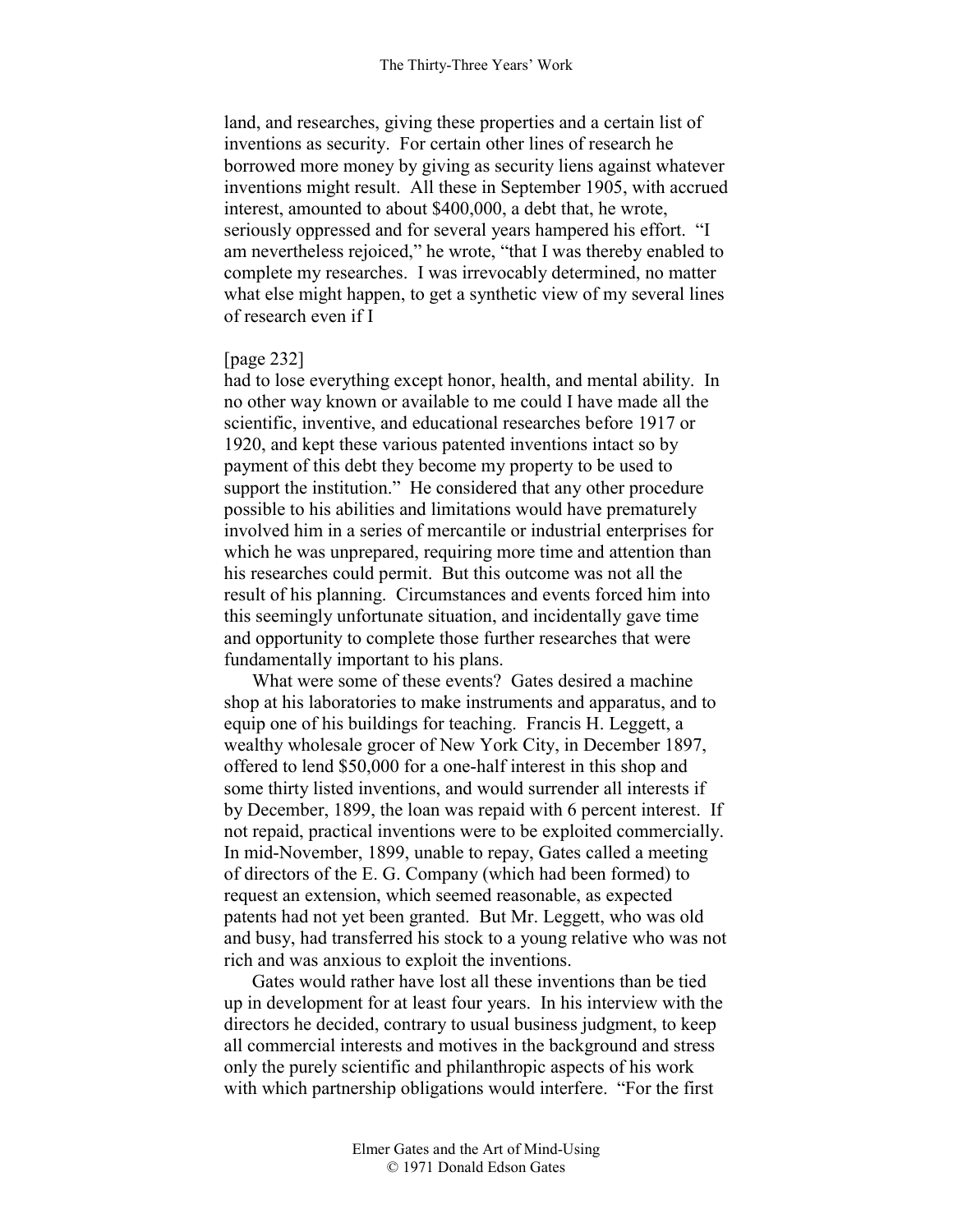land, and researches, giving these properties and a certain list of inventions as security. For certain other lines of research he borrowed more money by giving as security liens against whatever inventions might result. All these in September 1905, with accrued interest, amounted to about $400,000, a debt that, he wrote, seriously oppressed and for several years hampered his effort. "I am nevertheless rejoiced," he wrote, "that I was thereby enabled to complete my researches. I was irrevocably determined, no matter what else might happen, to get a synthetic view of my several lines of research even if I

[page 232]

had to lose everything except honor, health, and mental ability. In no other way known or available to me could I have made all the scientific, inventive, and educational researches before 1917 or 1920, and kept these various patented inventions intact so by payment of this debt they become my property to be used to support the institution." He considered that any other procedure possible to his abilities and limitations would have prematurely involved him in a series of mercantile or industrial enterprises for which he was unprepared, requiring more time and attention than his researches could permit. But this outcome was not all the result of his planning. Circumstances and events forced him into this seemingly unfortunate situation, and incidentally gave time and opportunity to complete those further researches that were fundamentally important to his plans.

What were some of these events? Gates desired a machine shop at his laboratories to make instruments and apparatus, and to equip one of his buildings for teaching. Francis H. Leggett, a wealthy wholesale grocer of New York City, in December 1897, offered to lend $50,000 for a one-half interest in this shop and some thirty listed inventions, and would surrender all interests if by December, 1899, the loan was repaid with 6 percent interest. If not repaid, practical inventions were to be exploited commercially. In mid-November, 1899, unable to repay, Gates called a meeting of directors of the E. G. Company (which had been formed) to request an extension, which seemed reasonable, as expected patents had not yet been granted. But Mr. Leggett, who was old and busy, had transferred his stock to a young relative who was not rich and was anxious to exploit the inventions.

Gates would rather have lost all these inventions than be tied up in development for at least four years. In his interview with the directors he decided, contrary to usual business judgment, to keep all commercial interests and motives in the background and stress only the purely scientific and philanthropic aspects of his work with which partnership obligations would interfere. "For the first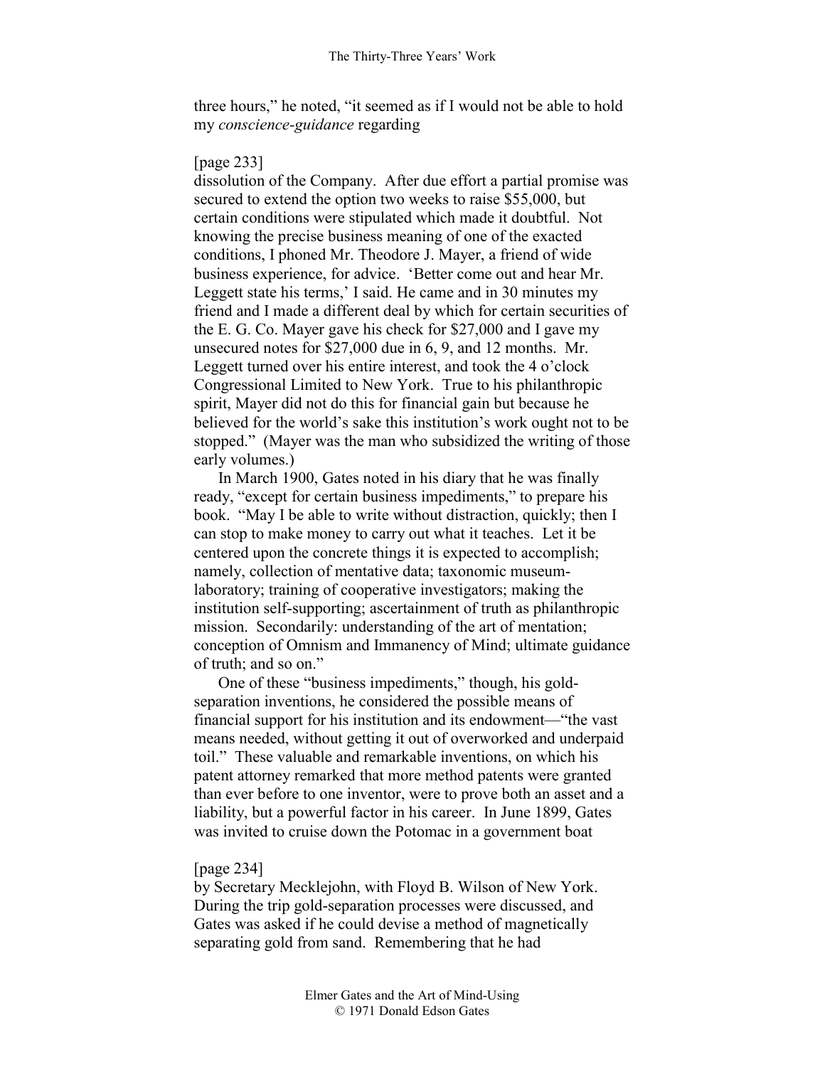three hours," he noted, "it seemed as if I would not be able to hold my *conscience-guidance* regarding

[page 233]
dissolution of the Company. After due effort a partial promise was secured to extend the option two weeks to raise $55,000, but certain conditions were stipulated which made it doubtful. Not knowing the precise business meaning of one of the exacted conditions, I phoned Mr. Theodore J. Mayer, a friend of wide business experience, for advice. 'Better come out and hear Mr. Leggett state his terms,' I said. He came and in 30 minutes my friend and I made a different deal by which for certain securities of the E. G. Co. Mayer gave his check for $27,000 and I gave my unsecured notes for $27,000 due in 6, 9, and 12 months. Mr. Leggett turned over his entire interest, and took the 4 o'clock Congressional Limited to New York. True to his philanthropic spirit, Mayer did not do this for financial gain but because he believed for the world's sake this institution's work ought not to be stopped." (Mayer was the man who subsidized the writing of those early volumes.)

In March 1900, Gates noted in his diary that he was finally ready, "except for certain business impediments," to prepare his book. "May I be able to write without distraction, quickly; then I can stop to make money to carry out what it teaches. Let it be centered upon the concrete things it is expected to accomplish; namely, collection of mentative data; taxonomic museum-laboratory; training of cooperative investigators; making the institution self-supporting; ascertainment of truth as philanthropic mission. Secondarily: understanding of the art of mentation; conception of Omnism and Immanency of Mind; ultimate guidance of truth; and so on."

One of these "business impediments," though, his gold-separation inventions, he considered the possible means of financial support for his institution and its endowment—"the vast means needed, without getting it out of overworked and underpaid toil." These valuable and remarkable inventions, on which his patent attorney remarked that more method patents were granted than ever before to one inventor, were to prove both an asset and a liability, but a powerful factor in his career. In June 1899, Gates was invited to cruise down the Potomac in a government boat

[page 234]
by Secretary Mecklejohn, with Floyd B. Wilson of New York. During the trip gold-separation processes were discussed, and Gates was asked if he could devise a method of magnetically separating gold from sand. Remembering that he had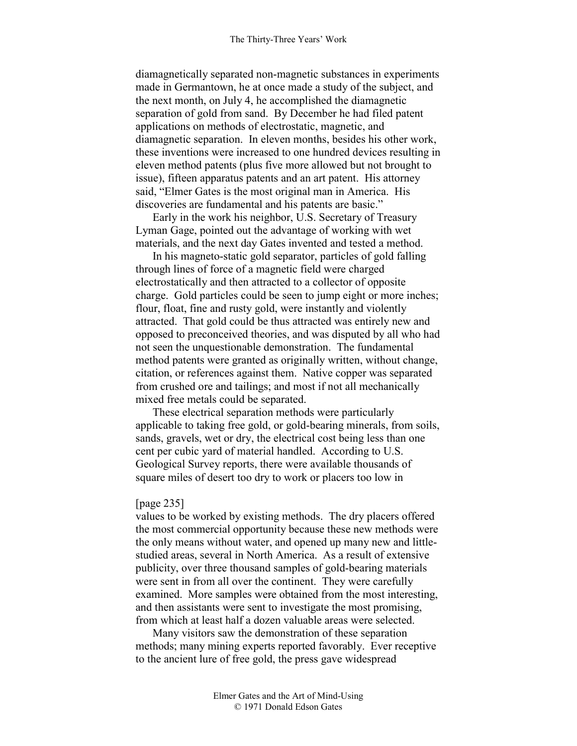diamagnetically separated non-magnetic substances in experiments made in Germantown, he at once made a study of the subject, and the next month, on July 4, he accomplished the diamagnetic separation of gold from sand. By December he had filed patent applications on methods of electrostatic, magnetic, and diamagnetic separation. In eleven months, besides his other work, these inventions were increased to one hundred devices resulting in eleven method patents (plus five more allowed but not brought to issue), fifteen apparatus patents and an art patent. His attorney said, "Elmer Gates is the most original man in America. His discoveries are fundamental and his patents are basic."

Early in the work his neighbor, U.S. Secretary of Treasury Lyman Gage, pointed out the advantage of working with wet materials, and the next day Gates invented and tested a method.

In his magneto-static gold separator, particles of gold falling through lines of force of a magnetic field were charged electrostatically and then attracted to a collector of opposite charge. Gold particles could be seen to jump eight or more inches; flour, float, fine and rusty gold, were instantly and violently attracted. That gold could be thus attracted was entirely new and opposed to preconceived theories, and was disputed by all who had not seen the unquestionable demonstration. The fundamental method patents were granted as originally written, without change, citation, or references against them. Native copper was separated from crushed ore and tailings; and most if not all mechanically mixed free metals could be separated.

These electrical separation methods were particularly applicable to taking free gold, or gold-bearing minerals, from soils, sands, gravels, wet or dry, the electrical cost being less than one cent per cubic yard of material handled. According to U.S. Geological Survey reports, there were available thousands of square miles of desert too dry to work or placers too low in

[page 235]
values to be worked by existing methods. The dry placers offered the most commercial opportunity because these new methods were the only means without water, and opened up many new and little-studied areas, several in North America. As a result of extensive publicity, over three thousand samples of gold-bearing materials were sent in from all over the continent. They were carefully examined. More samples were obtained from the most interesting, and then assistants were sent to investigate the most promising, from which at least half a dozen valuable areas were selected.

Many visitors saw the demonstration of these separation methods; many mining experts reported favorably. Ever receptive to the ancient lure of free gold, the press gave widespread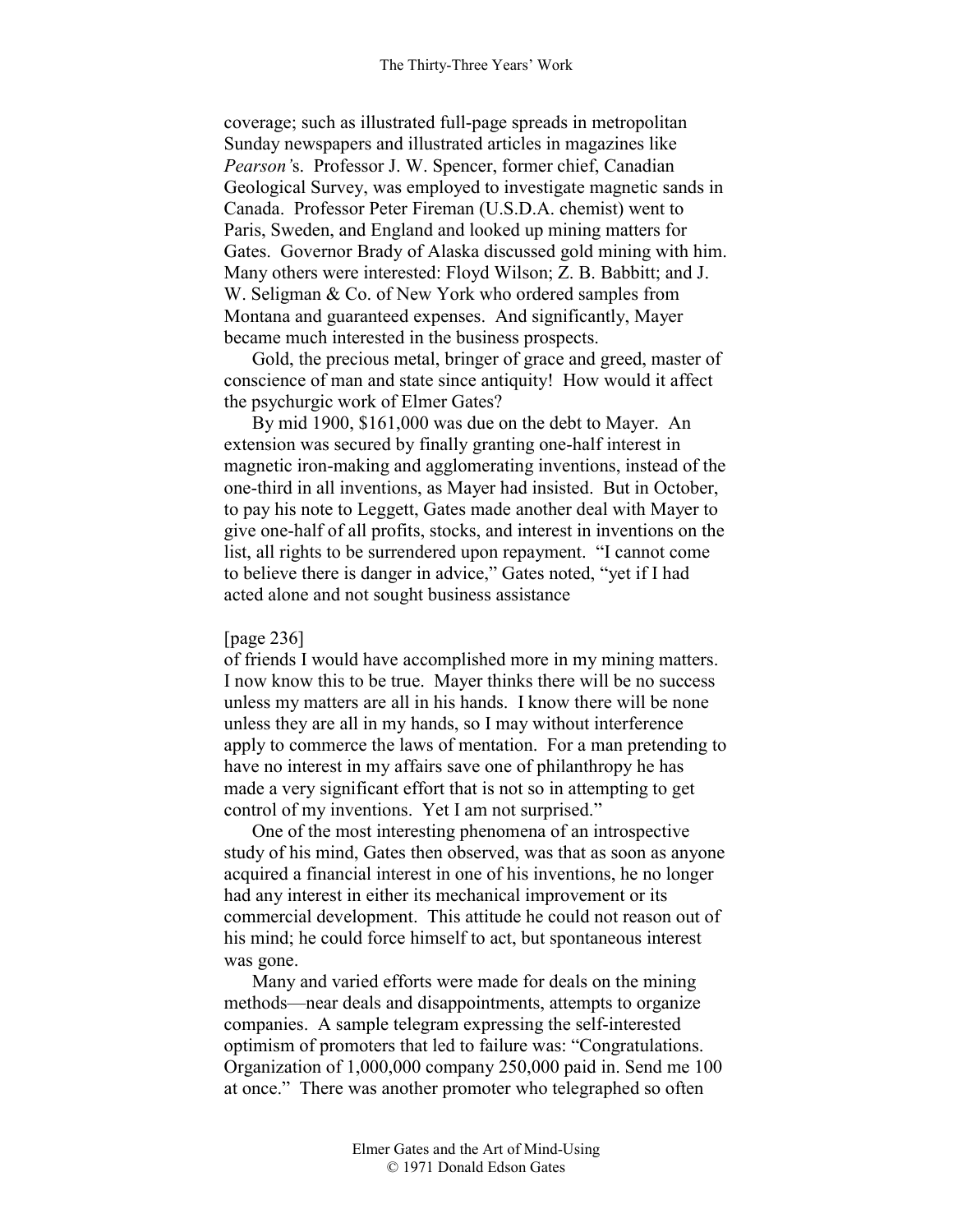coverage; such as illustrated full-page spreads in metropolitan Sunday newspapers and illustrated articles in magazines like *Pearson'*s. Professor J. W. Spencer, former chief, Canadian Geological Survey, was employed to investigate magnetic sands in Canada. Professor Peter Fireman (U.S.D.A. chemist) went to Paris, Sweden, and England and looked up mining matters for Gates. Governor Brady of Alaska discussed gold mining with him. Many others were interested: Floyd Wilson; Z. B. Babbitt; and J. W. Seligman & Co. of New York who ordered samples from Montana and guaranteed expenses. And significantly, Mayer became much interested in the business prospects.

Gold, the precious metal, bringer of grace and greed, master of conscience of man and state since antiquity! How would it affect the psychurgic work of Elmer Gates?

By mid 1900, $161,000 was due on the debt to Mayer. An extension was secured by finally granting one-half interest in magnetic iron-making and agglomerating inventions, instead of the one-third in all inventions, as Mayer had insisted. But in October, to pay his note to Leggett, Gates made another deal with Mayer to give one-half of all profits, stocks, and interest in inventions on the list, all rights to be surrendered upon repayment. "I cannot come to believe there is danger in advice," Gates noted, "yet if I had acted alone and not sought business assistance

[page 236]

of friends I would have accomplished more in my mining matters. I now know this to be true. Mayer thinks there will be no success unless my matters are all in his hands. I know there will be none unless they are all in my hands, so I may without interference apply to commerce the laws of mentation. For a man pretending to have no interest in my affairs save one of philanthropy he has made a very significant effort that is not so in attempting to get control of my inventions. Yet I am not surprised."

One of the most interesting phenomena of an introspective study of his mind, Gates then observed, was that as soon as anyone acquired a financial interest in one of his inventions, he no longer had any interest in either its mechanical improvement or its commercial development. This attitude he could not reason out of his mind; he could force himself to act, but spontaneous interest was gone.

Many and varied efforts were made for deals on the mining methods—near deals and disappointments, attempts to organize companies. A sample telegram expressing the self-interested optimism of promoters that led to failure was: "Congratulations. Organization of 1,000,000 company 250,000 paid in. Send me 100 at once." There was another promoter who telegraphed so often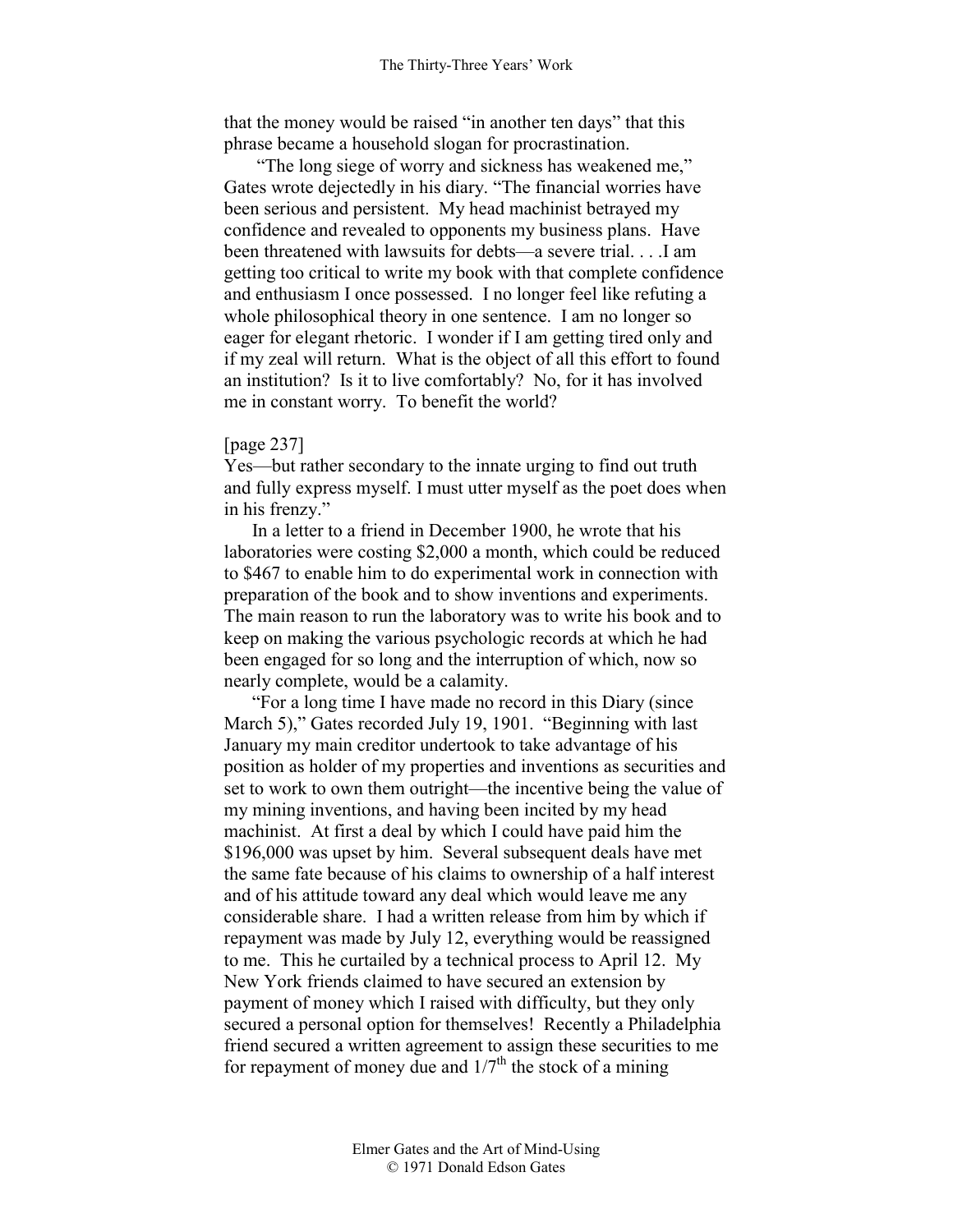that the money would be raised "in another ten days" that this phrase became a household slogan for procrastination.

"The long siege of worry and sickness has weakened me," Gates wrote dejectedly in his diary. "The financial worries have been serious and persistent. My head machinist betrayed my confidence and revealed to opponents my business plans. Have been threatened with lawsuits for debts—a severe trial. . . .I am getting too critical to write my book with that complete confidence and enthusiasm I once possessed. I no longer feel like refuting a whole philosophical theory in one sentence. I am no longer so eager for elegant rhetoric. I wonder if I am getting tired only and if my zeal will return. What is the object of all this effort to found an institution? Is it to live comfortably? No, for it has involved me in constant worry. To benefit the world?

[page 237]

Yes—but rather secondary to the innate urging to find out truth and fully express myself. I must utter myself as the poet does when in his frenzy."

In a letter to a friend in December 1900, he wrote that his laboratories were costing $2,000 a month, which could be reduced to $467 to enable him to do experimental work in connection with preparation of the book and to show inventions and experiments. The main reason to run the laboratory was to write his book and to keep on making the various psychologic records at which he had been engaged for so long and the interruption of which, now so nearly complete, would be a calamity.

"For a long time I have made no record in this Diary (since March 5)," Gates recorded July 19, 1901. "Beginning with last January my main creditor undertook to take advantage of his position as holder of my properties and inventions as securities and set to work to own them outright—the incentive being the value of my mining inventions, and having been incited by my head machinist. At first a deal by which I could have paid him the $196,000 was upset by him. Several subsequent deals have met the same fate because of his claims to ownership of a half interest and of his attitude toward any deal which would leave me any considerable share. I had a written release from him by which if repayment was made by July 12, everything would be reassigned to me. This he curtailed by a technical process to April 12. My New York friends claimed to have secured an extension by payment of money which I raised with difficulty, but they only secured a personal option for themselves! Recently a Philadelphia friend secured a written agreement to assign these securities to me for repayment of money due and 1/7th the stock of a mining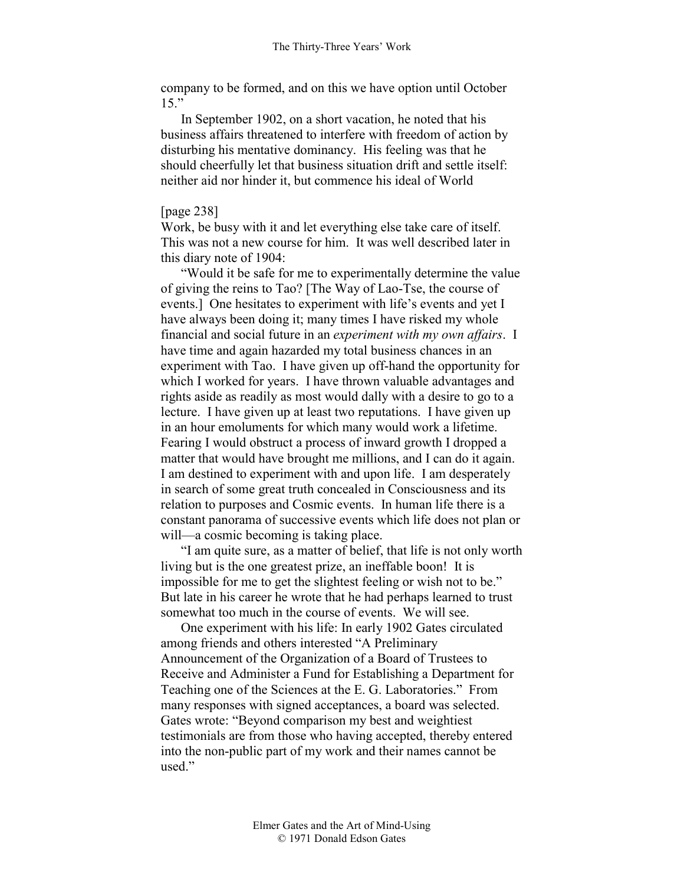company to be formed, and on this we have option until October 15."

In September 1902, on a short vacation, he noted that his business affairs threatened to interfere with freedom of action by disturbing his mentative dominancy. His feeling was that he should cheerfully let that business situation drift and settle itself: neither aid nor hinder it, but commence his ideal of World

[page 238]

Work, be busy with it and let everything else take care of itself. This was not a new course for him. It was well described later in this diary note of 1904:

"Would it be safe for me to experimentally determine the value of giving the reins to Tao? [The Way of Lao-Tse, the course of events.] One hesitates to experiment with life's events and yet I have always been doing it; many times I have risked my whole financial and social future in an *experiment with my own affairs*. I have time and again hazarded my total business chances in an experiment with Tao. I have given up off-hand the opportunity for which I worked for years. I have thrown valuable advantages and rights aside as readily as most would dally with a desire to go to a lecture. I have given up at least two reputations. I have given up in an hour emoluments for which many would work a lifetime. Fearing I would obstruct a process of inward growth I dropped a matter that would have brought me millions, and I can do it again. I am destined to experiment with and upon life. I am desperately in search of some great truth concealed in Consciousness and its relation to purposes and Cosmic events. In human life there is a constant panorama of successive events which life does not plan or will—a cosmic becoming is taking place.

"I am quite sure, as a matter of belief, that life is not only worth living but is the one greatest prize, an ineffable boon! It is impossible for me to get the slightest feeling or wish not to be." But late in his career he wrote that he had perhaps learned to trust somewhat too much in the course of events. We will see.

One experiment with his life: In early 1902 Gates circulated among friends and others interested "A Preliminary Announcement of the Organization of a Board of Trustees to Receive and Administer a Fund for Establishing a Department for Teaching one of the Sciences at the E. G. Laboratories." From many responses with signed acceptances, a board was selected. Gates wrote: "Beyond comparison my best and weightiest testimonials are from those who having accepted, thereby entered into the non-public part of my work and their names cannot be used."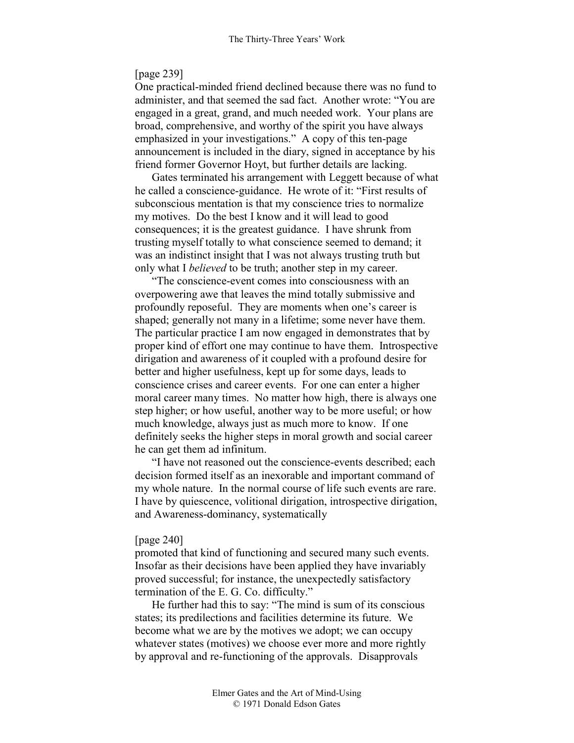[page 239]

One practical-minded friend declined because there was no fund to administer, and that seemed the sad fact. Another wrote: "You are engaged in a great, grand, and much needed work. Your plans are broad, comprehensive, and worthy of the spirit you have always emphasized in your investigations." A copy of this ten-page announcement is included in the diary, signed in acceptance by his friend former Governor Hoyt, but further details are lacking.

Gates terminated his arrangement with Leggett because of what he called a conscience-guidance. He wrote of it: "First results of subconscious mentation is that my conscience tries to normalize my motives. Do the best I know and it will lead to good consequences; it is the greatest guidance. I have shrunk from trusting myself totally to what conscience seemed to demand; it was an indistinct insight that I was not always trusting truth but only what I *believed* to be truth; another step in my career.

"The conscience-event comes into consciousness with an overpowering awe that leaves the mind totally submissive and profoundly reposeful. They are moments when one's career is shaped; generally not many in a lifetime; some never have them. The particular practice I am now engaged in demonstrates that by proper kind of effort one may continue to have them. Introspective dirigation and awareness of it coupled with a profound desire for better and higher usefulness, kept up for some days, leads to conscience crises and career events. For one can enter a higher moral career many times. No matter how high, there is always one step higher; or how useful, another way to be more useful; or how much knowledge, always just as much more to know. If one definitely seeks the higher steps in moral growth and social career he can get them ad infinitum.

"I have not reasoned out the conscience-events described; each decision formed itself as an inexorable and important command of my whole nature. In the normal course of life such events are rare. I have by quiescence, volitional dirigation, introspective dirigation, and Awareness-dominancy, systematically

[page 240]

promoted that kind of functioning and secured many such events. Insofar as their decisions have been applied they have invariably proved successful; for instance, the unexpectedly satisfactory termination of the E. G. Co. difficulty."

He further had this to say: "The mind is sum of its conscious states; its predilections and facilities determine its future. We become what we are by the motives we adopt; we can occupy whatever states (motives) we choose ever more and more rightly by approval and re-functioning of the approvals. Disapprovals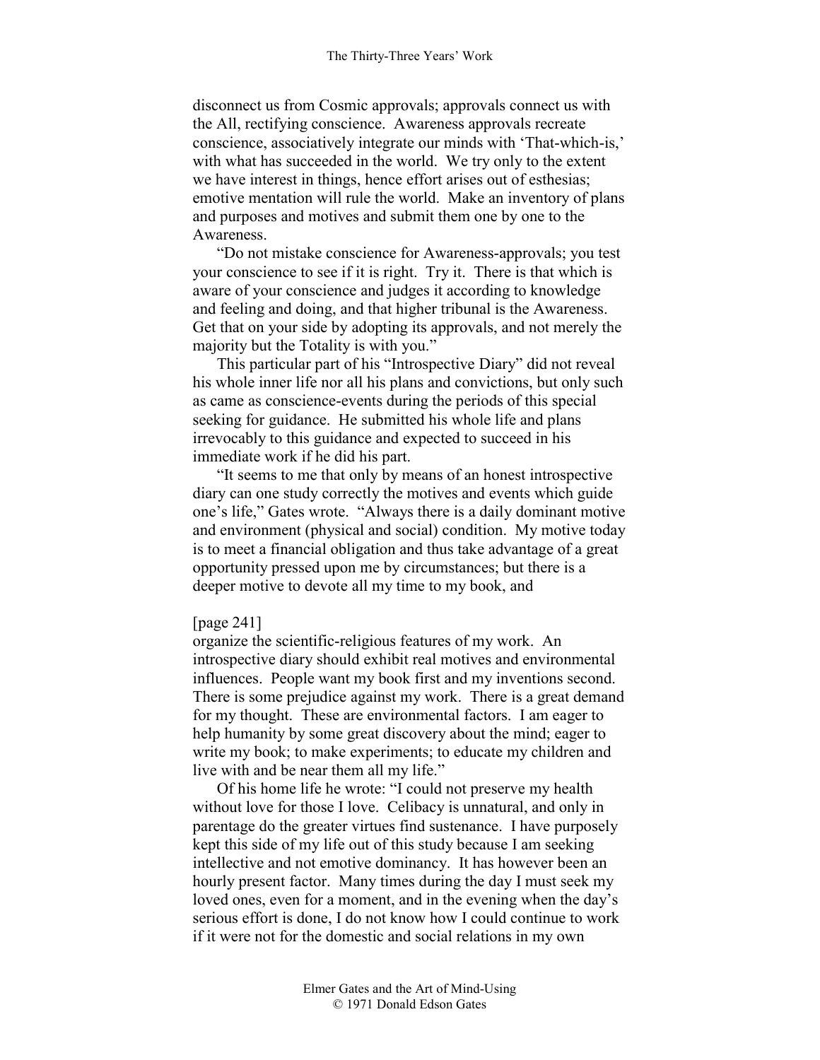disconnect us from Cosmic approvals; approvals connect us with the All, rectifying conscience. Awareness approvals recreate conscience, associatively integrate our minds with 'That-which-is,' with what has succeeded in the world. We try only to the extent we have interest in things, hence effort arises out of esthesias; emotive mentation will rule the world. Make an inventory of plans and purposes and motives and submit them one by one to the Awareness.

"Do not mistake conscience for Awareness-approvals; you test your conscience to see if it is right. Try it. There is that which is aware of your conscience and judges it according to knowledge and feeling and doing, and that higher tribunal is the Awareness. Get that on your side by adopting its approvals, and not merely the majority but the Totality is with you."

This particular part of his "Introspective Diary" did not reveal his whole inner life nor all his plans and convictions, but only such as came as conscience-events during the periods of this special seeking for guidance. He submitted his whole life and plans irrevocably to this guidance and expected to succeed in his immediate work if he did his part.

"It seems to me that only by means of an honest introspective diary can one study correctly the motives and events which guide one's life," Gates wrote. "Always there is a daily dominant motive and environment (physical and social) condition. My motive today is to meet a financial obligation and thus take advantage of a great opportunity pressed upon me by circumstances; but there is a deeper motive to devote all my time to my book, and

[page 241]

organize the scientific-religious features of my work. An introspective diary should exhibit real motives and environmental influences. People want my book first and my inventions second. There is some prejudice against my work. There is a great demand for my thought. These are environmental factors. I am eager to help humanity by some great discovery about the mind; eager to write my book; to make experiments; to educate my children and live with and be near them all my life."

Of his home life he wrote: "I could not preserve my health without love for those I love. Celibacy is unnatural, and only in parentage do the greater virtues find sustenance. I have purposely kept this side of my life out of this study because I am seeking intellective and not emotive dominancy. It has however been an hourly present factor. Many times during the day I must seek my loved ones, even for a moment, and in the evening when the day's serious effort is done, I do not know how I could continue to work if it were not for the domestic and social relations in my own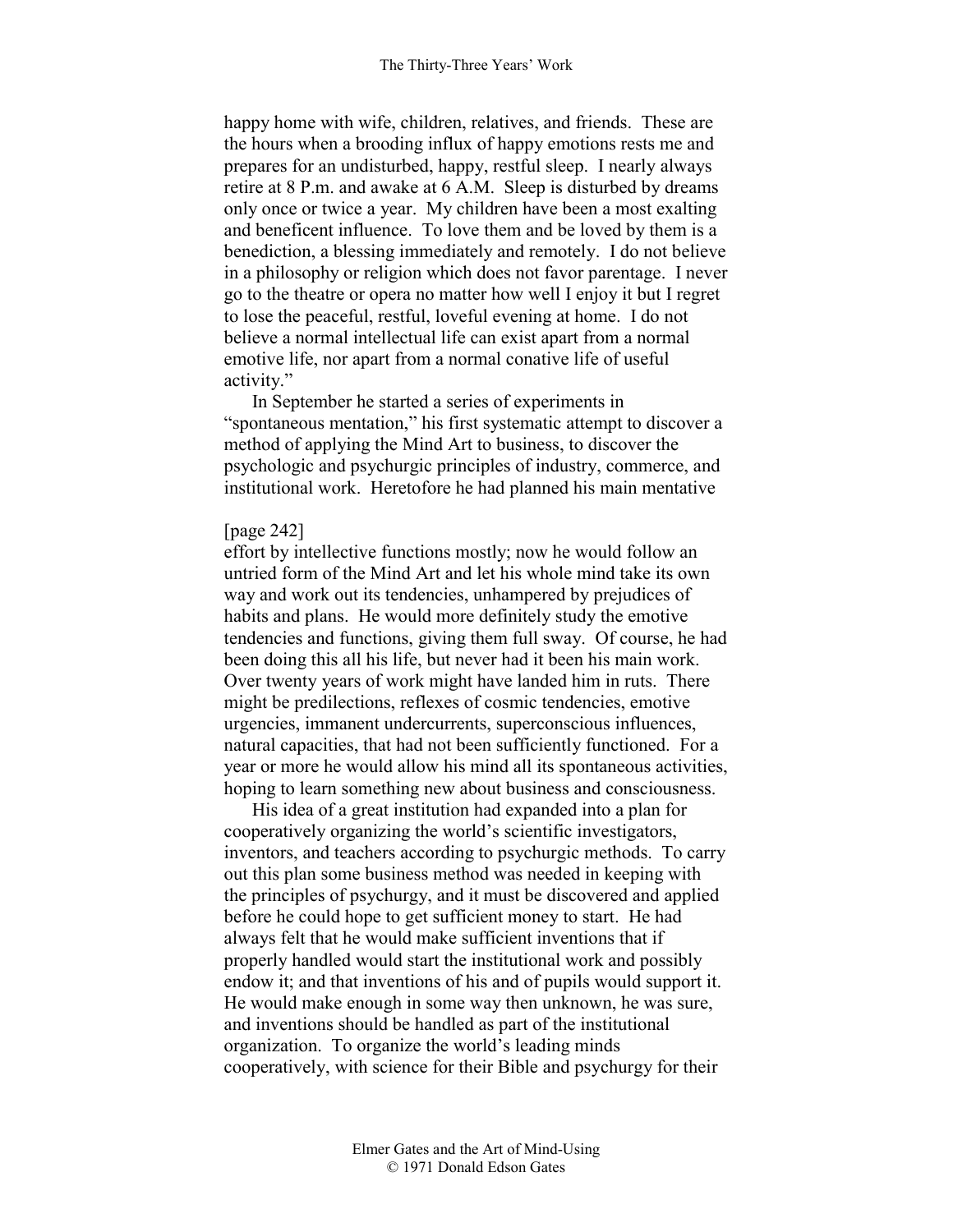happy home with wife, children, relatives, and friends. These are the hours when a brooding influx of happy emotions rests me and prepares for an undisturbed, happy, restful sleep. I nearly always retire at 8 P.m. and awake at 6 A.M. Sleep is disturbed by dreams only once or twice a year. My children have been a most exalting and beneficent influence. To love them and be loved by them is a benediction, a blessing immediately and remotely. I do not believe in a philosophy or religion which does not favor parentage. I never go to the theatre or opera no matter how well I enjoy it but I regret to lose the peaceful, restful, loveful evening at home. I do not believe a normal intellectual life can exist apart from a normal emotive life, nor apart from a normal conative life of useful activity."

In September he started a series of experiments in "spontaneous mentation," his first systematic attempt to discover a method of applying the Mind Art to business, to discover the psychologic and psychurgic principles of industry, commerce, and institutional work. Heretofore he had planned his main mentative

[page 242]

effort by intellective functions mostly; now he would follow an untried form of the Mind Art and let his whole mind take its own way and work out its tendencies, unhampered by prejudices of habits and plans. He would more definitely study the emotive tendencies and functions, giving them full sway. Of course, he had been doing this all his life, but never had it been his main work. Over twenty years of work might have landed him in ruts. There might be predilections, reflexes of cosmic tendencies, emotive urgencies, immanent undercurrents, superconscious influences, natural capacities, that had not been sufficiently functioned. For a year or more he would allow his mind all its spontaneous activities, hoping to learn something new about business and consciousness.

His idea of a great institution had expanded into a plan for cooperatively organizing the world's scientific investigators, inventors, and teachers according to psychurgic methods. To carry out this plan some business method was needed in keeping with the principles of psychurgy, and it must be discovered and applied before he could hope to get sufficient money to start. He had always felt that he would make sufficient inventions that if properly handled would start the institutional work and possibly endow it; and that inventions of his and of pupils would support it. He would make enough in some way then unknown, he was sure, and inventions should be handled as part of the institutional organization. To organize the world's leading minds cooperatively, with science for their Bible and psychurgy for their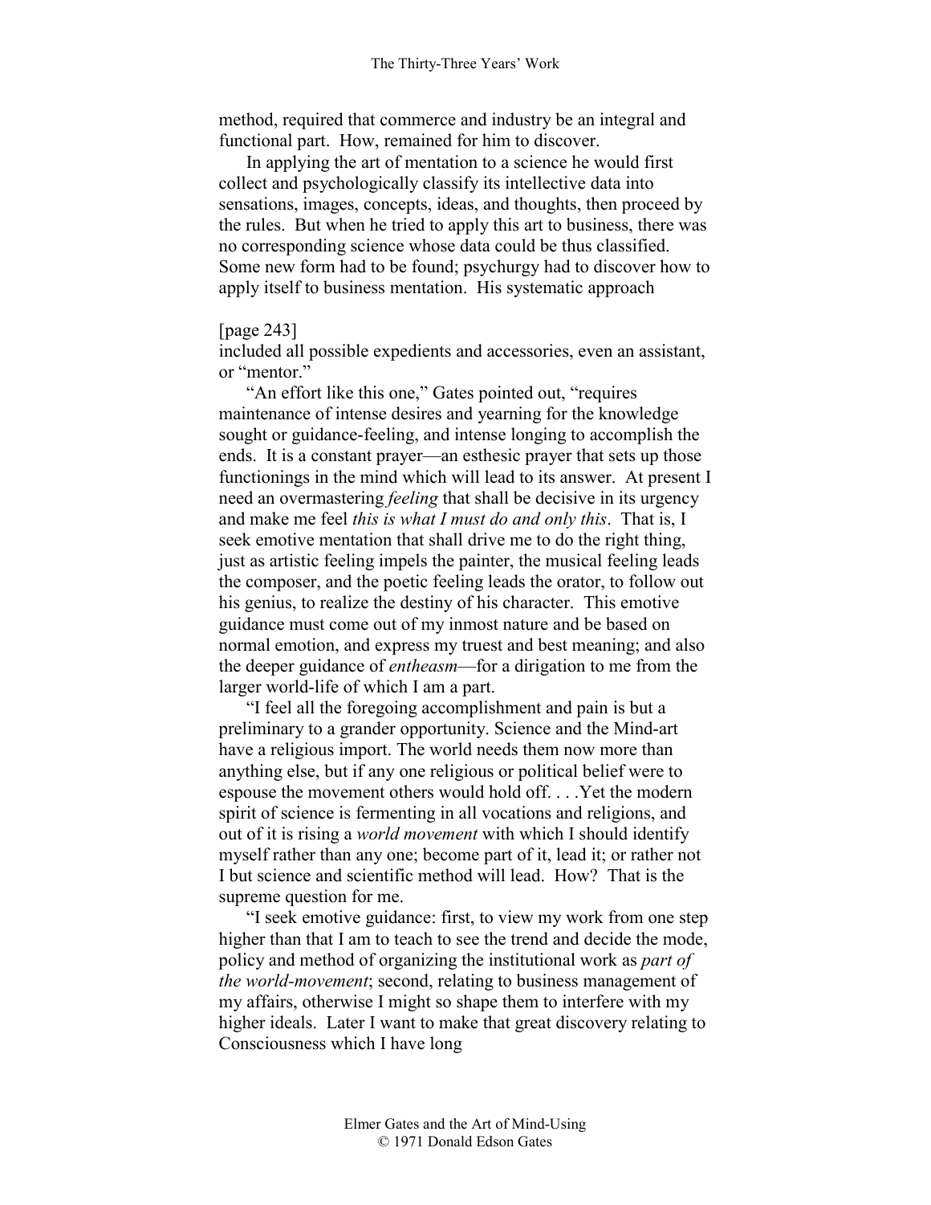method, required that commerce and industry be an integral and functional part. How, remained for him to discover.

In applying the art of mentation to a science he would first collect and psychologically classify its intellective data into sensations, images, concepts, ideas, and thoughts, then proceed by the rules. But when he tried to apply this art to business, there was no corresponding science whose data could be thus classified. Some new form had to be found; psychurgy had to discover how to apply itself to business mentation. His systematic approach

[page 243]
included all possible expedients and accessories, even an assistant, or "mentor."

"An effort like this one," Gates pointed out, "requires maintenance of intense desires and yearning for the knowledge sought or guidance-feeling, and intense longing to accomplish the ends. It is a constant prayer—an esthesic prayer that sets up those functionings in the mind which will lead to its answer. At present I need an overmastering *feeling* that shall be decisive in its urgency and make me feel *this is what I must do and only this*. That is, I seek emotive mentation that shall drive me to do the right thing, just as artistic feeling impels the painter, the musical feeling leads the composer, and the poetic feeling leads the orator, to follow out his genius, to realize the destiny of his character. This emotive guidance must come out of my inmost nature and be based on normal emotion, and express my truest and best meaning; and also the deeper guidance of *entheasm*—for a dirigation to me from the larger world-life of which I am a part.

"I feel all the foregoing accomplishment and pain is but a preliminary to a grander opportunity. Science and the Mind-art have a religious import. The world needs them now more than anything else, but if any one religious or political belief were to espouse the movement others would hold off. . . .Yet the modern spirit of science is fermenting in all vocations and religions, and out of it is rising a *world movement* with which I should identify myself rather than any one; become part of it, lead it; or rather not I but science and scientific method will lead. How? That is the supreme question for me.

"I seek emotive guidance: first, to view my work from one step higher than that I am to teach to see the trend and decide the mode, policy and method of organizing the institutional work as *part of the world-movement*; second, relating to business management of my affairs, otherwise I might so shape them to interfere with my higher ideals. Later I want to make that great discovery relating to Consciousness which I have long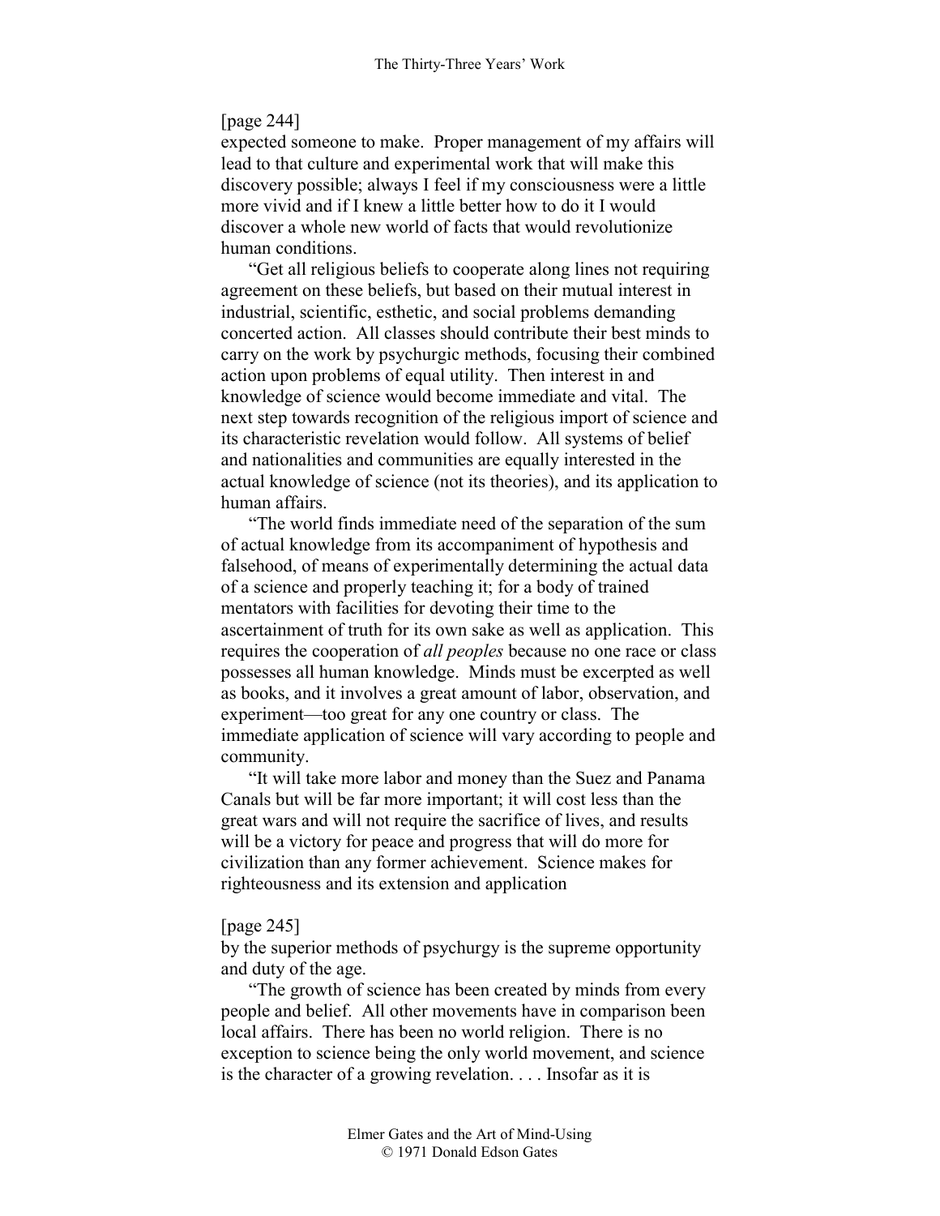[page 244]
expected someone to make. Proper management of my affairs will lead to that culture and experimental work that will make this discovery possible; always I feel if my consciousness were a little more vivid and if I knew a little better how to do it I would discover a whole new world of facts that would revolutionize human conditions.

"Get all religious beliefs to cooperate along lines not requiring agreement on these beliefs, but based on their mutual interest in industrial, scientific, esthetic, and social problems demanding concerted action. All classes should contribute their best minds to carry on the work by psychurgic methods, focusing their combined action upon problems of equal utility. Then interest in and knowledge of science would become immediate and vital. The next step towards recognition of the religious import of science and its characteristic revelation would follow. All systems of belief and nationalities and communities are equally interested in the actual knowledge of science (not its theories), and its application to human affairs.

"The world finds immediate need of the separation of the sum of actual knowledge from its accompaniment of hypothesis and falsehood, of means of experimentally determining the actual data of a science and properly teaching it; for a body of trained mentators with facilities for devoting their time to the ascertainment of truth for its own sake as well as application. This requires the cooperation of *all peoples* because no one race or class possesses all human knowledge. Minds must be excerpted as well as books, and it involves a great amount of labor, observation, and experiment—too great for any one country or class. The immediate application of science will vary according to people and community.

"It will take more labor and money than the Suez and Panama Canals but will be far more important; it will cost less than the great wars and will not require the sacrifice of lives, and results will be a victory for peace and progress that will do more for civilization than any former achievement. Science makes for righteousness and its extension and application

[page 245]
by the superior methods of psychurgy is the supreme opportunity and duty of the age.

"The growth of science has been created by minds from every people and belief. All other movements have in comparison been local affairs. There has been no world religion. There is no exception to science being the only world movement, and science is the character of a growing revelation. . . . Insofar as it is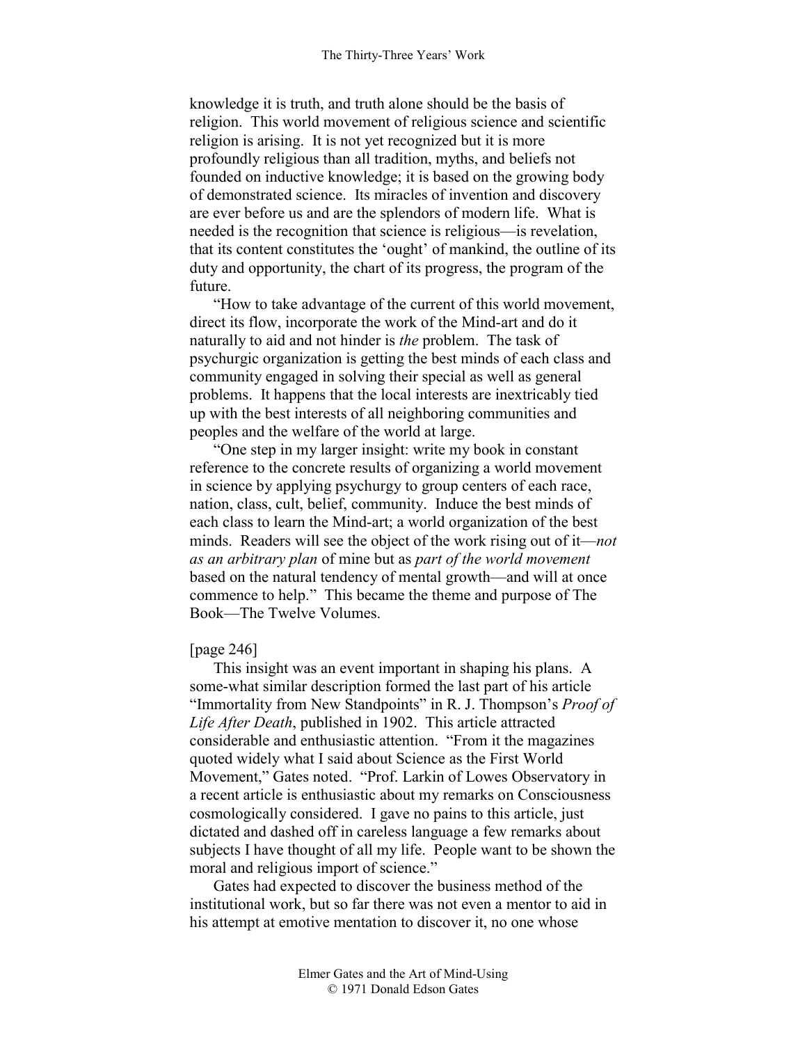knowledge it is truth, and truth alone should be the basis of religion. This world movement of religious science and scientific religion is arising. It is not yet recognized but it is more profoundly religious than all tradition, myths, and beliefs not founded on inductive knowledge; it is based on the growing body of demonstrated science. Its miracles of invention and discovery are ever before us and are the splendors of modern life. What is needed is the recognition that science is religious—is revelation, that its content constitutes the 'ought' of mankind, the outline of its duty and opportunity, the chart of its progress, the program of the future.

"How to take advantage of the current of this world movement, direct its flow, incorporate the work of the Mind-art and do it naturally to aid and not hinder is *the* problem. The task of psychurgic organization is getting the best minds of each class and community engaged in solving their special as well as general problems. It happens that the local interests are inextricably tied up with the best interests of all neighboring communities and peoples and the welfare of the world at large.

"One step in my larger insight: write my book in constant reference to the concrete results of organizing a world movement in science by applying psychurgy to group centers of each race, nation, class, cult, belief, community. Induce the best minds of each class to learn the Mind-art; a world organization of the best minds. Readers will see the object of the work rising out of it—*not as an arbitrary plan* of mine but as *part of the world movement* based on the natural tendency of mental growth—and will at once commence to help." This became the theme and purpose of The Book—The Twelve Volumes.

[page 246]

This insight was an event important in shaping his plans. A some-what similar description formed the last part of his article "Immortality from New Standpoints" in R. J. Thompson's *Proof of Life After Death*, published in 1902. This article attracted considerable and enthusiastic attention. "From it the magazines quoted widely what I said about Science as the First World Movement," Gates noted. "Prof. Larkin of Lowes Observatory in a recent article is enthusiastic about my remarks on Consciousness cosmologically considered. I gave no pains to this article, just dictated and dashed off in careless language a few remarks about subjects I have thought of all my life. People want to be shown the moral and religious import of science."

Gates had expected to discover the business method of the institutional work, but so far there was not even a mentor to aid in his attempt at emotive mentation to discover it, no one whose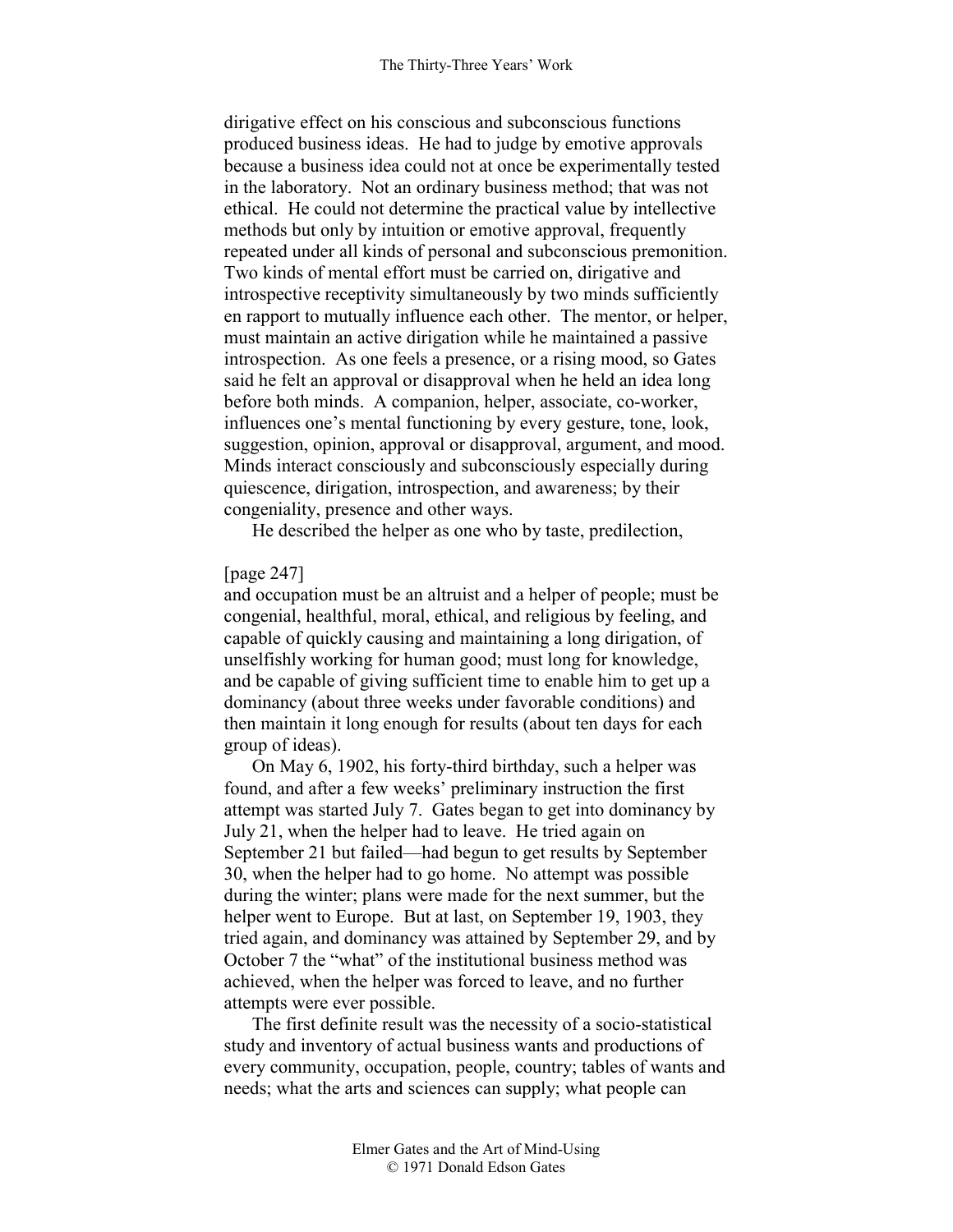dirigative effect on his conscious and subconscious functions produced business ideas. He had to judge by emotive approvals because a business idea could not at once be experimentally tested in the laboratory. Not an ordinary business method; that was not ethical. He could not determine the practical value by intellective methods but only by intuition or emotive approval, frequently repeated under all kinds of personal and subconscious premonition. Two kinds of mental effort must be carried on, dirigative and introspective receptivity simultaneously by two minds sufficiently en rapport to mutually influence each other. The mentor, or helper, must maintain an active dirigation while he maintained a passive introspection. As one feels a presence, or a rising mood, so Gates said he felt an approval or disapproval when he held an idea long before both minds. A companion, helper, associate, co-worker, influences one's mental functioning by every gesture, tone, look, suggestion, opinion, approval or disapproval, argument, and mood. Minds interact consciously and subconsciously especially during quiescence, dirigation, introspection, and awareness; by their congeniality, presence and other ways.

He described the helper as one who by taste, predilection,

[page 247]

and occupation must be an altruist and a helper of people; must be congenial, healthful, moral, ethical, and religious by feeling, and capable of quickly causing and maintaining a long dirigation, of unselfishly working for human good; must long for knowledge, and be capable of giving sufficient time to enable him to get up a dominancy (about three weeks under favorable conditions) and then maintain it long enough for results (about ten days for each group of ideas).

On May 6, 1902, his forty-third birthday, such a helper was found, and after a few weeks' preliminary instruction the first attempt was started July 7. Gates began to get into dominancy by July 21, when the helper had to leave. He tried again on September 21 but failed—had begun to get results by September 30, when the helper had to go home. No attempt was possible during the winter; plans were made for the next summer, but the helper went to Europe. But at last, on September 19, 1903, they tried again, and dominancy was attained by September 29, and by October 7 the "what" of the institutional business method was achieved, when the helper was forced to leave, and no further attempts were ever possible.

The first definite result was the necessity of a socio-statistical study and inventory of actual business wants and productions of every community, occupation, people, country; tables of wants and needs; what the arts and sciences can supply; what people can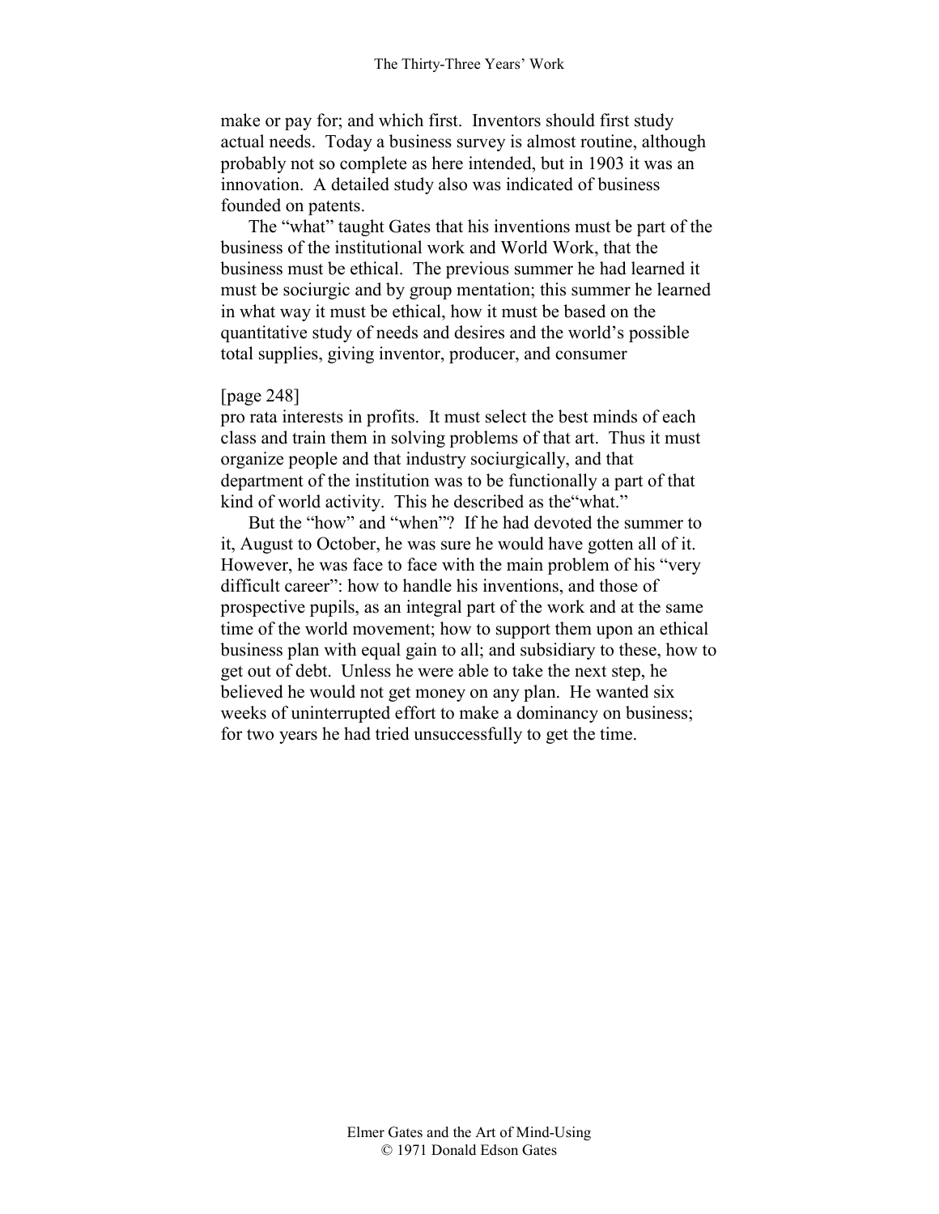make or pay for; and which first. Inventors should first study actual needs. Today a business survey is almost routine, although probably not so complete as here intended, but in 1903 it was an innovation. A detailed study also was indicated of business founded on patents.

The "what" taught Gates that his inventions must be part of the business of the institutional work and World Work, that the business must be ethical. The previous summer he had learned it must be sociurgic and by group mentation; this summer he learned in what way it must be ethical, how it must be based on the quantitative study of needs and desires and the world's possible total supplies, giving inventor, producer, and consumer

[page 248]

pro rata interests in profits. It must select the best minds of each class and train them in solving problems of that art. Thus it must organize people and that industry sociurgically, and that department of the institution was to be functionally a part of that kind of world activity. This he described as the"what."

But the "how" and "when"? If he had devoted the summer to it, August to October, he was sure he would have gotten all of it. However, he was face to face with the main problem of his "very difficult career": how to handle his inventions, and those of prospective pupils, as an integral part of the work and at the same time of the world movement; how to support them upon an ethical business plan with equal gain to all; and subsidiary to these, how to get out of debt. Unless he were able to take the next step, he believed he would not get money on any plan. He wanted six weeks of uninterrupted effort to make a dominancy on business; for two years he had tried unsuccessfully to get the time.